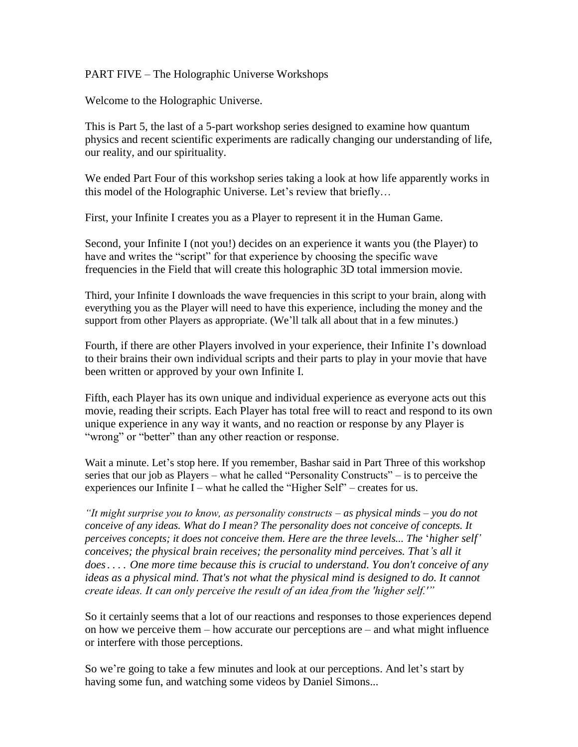# PART FIVE – The Holographic Universe Workshops

Welcome to the Holographic Universe.

This is Part 5, the last of a 5-part workshop series designed to examine how quantum physics and recent scientific experiments are radically changing our understanding of life, our reality, and our spirituality.

We ended Part Four of this workshop series taking a look at how life apparently works in this model of the Holographic Universe. Let's review that briefly…

First, your Infinite I creates you as a Player to represent it in the Human Game.

Second, your Infinite I (not you!) decides on an experience it wants you (the Player) to have and writes the "script" for that experience by choosing the specific wave frequencies in the Field that will create this holographic 3D total immersion movie.

Third, your Infinite I downloads the wave frequencies in this script to your brain, along with everything you as the Player will need to have this experience, including the money and the support from other Players as appropriate. (We'll talk all about that in a few minutes.)

Fourth, if there are other Players involved in your experience, their Infinite I's download to their brains their own individual scripts and their parts to play in your movie that have been written or approved by your own Infinite I.

Fifth, each Player has its own unique and individual experience as everyone acts out this movie, reading their scripts. Each Player has total free will to react and respond to its own unique experience in any way it wants, and no reaction or response by any Player is "wrong" or "better" than any other reaction or response.

Wait a minute. Let's stop here. If you remember, Bashar said in Part Three of this workshop series that our job as Players – what he called "Personality Constructs" – is to perceive the experiences our Infinite I – what he called the "Higher Self" – creates for us.

*"It might surprise you to know, as personality constructs – as physical minds – you do not conceive of any ideas. What do I mean? The personality does not conceive of concepts. It perceives concepts; it does not conceive them. Here are the three levels... The 'higher self' conceives; the physical brain receives; the personality mind perceives. That's all it does . . . . One more time because this is crucial to understand. You don't conceive of any ideas as a physical mind. That's not what the physical mind is designed to do. It cannot create ideas. It can only perceive the result of an idea from the 'higher self.'"*

So it certainly seems that a lot of our reactions and responses to those experiences depend on how we perceive them – how accurate our perceptions are – and what might influence or interfere with those perceptions.

So we're going to take a few minutes and look at our perceptions. And let's start by having some fun, and watching some videos by Daniel Simons...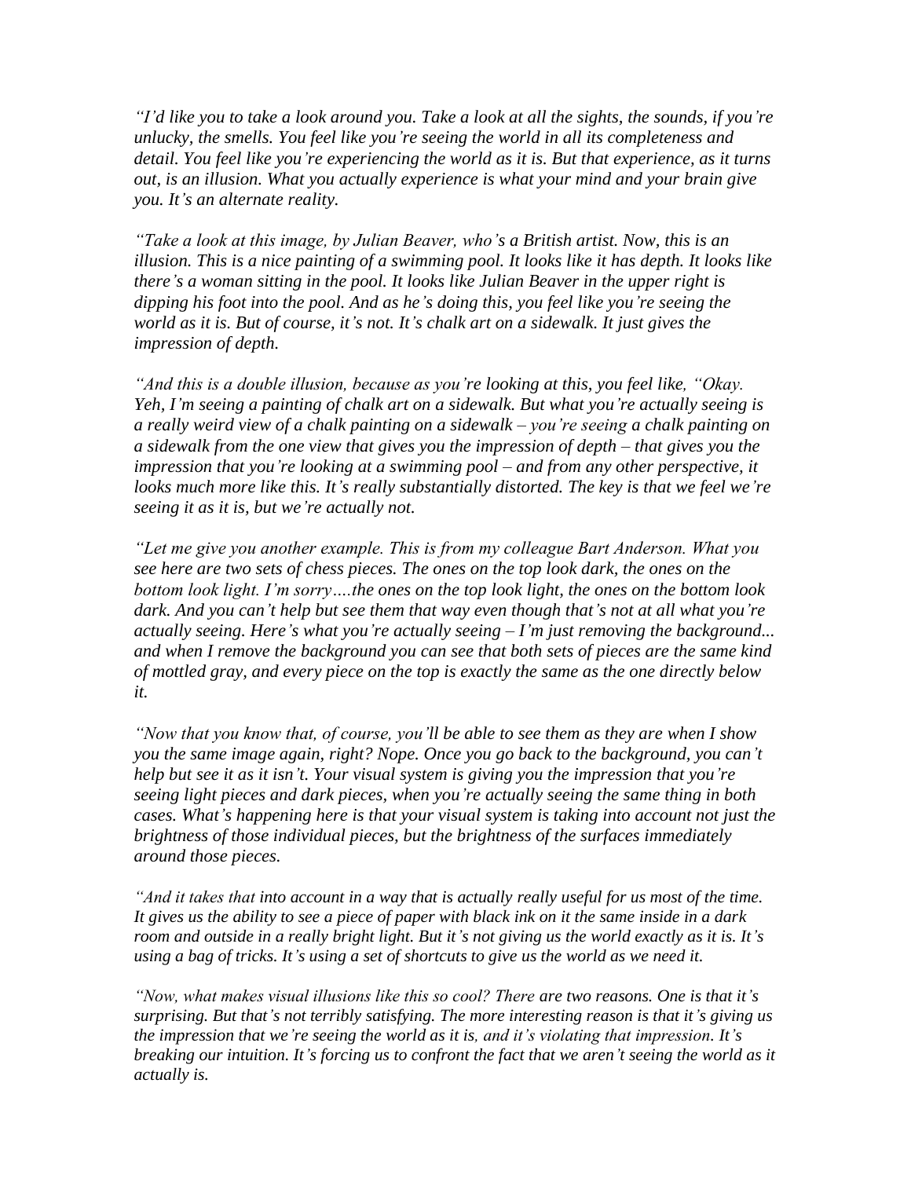*"I'd like you to take a look around you. Take a look at all the sights, the sounds, if you're unlucky, the smells. You feel like you're seeing the world in all its completeness and detail. You feel like you're experiencing the world as it is. But that experience, as it turns out, is an illusion. What you actually experience is what your mind and your brain give you. It's an alternate reality.*

*"Take a look at this image, by Julian Beaver, who's a British artist. Now, this is an illusion. This is a nice painting of a swimming pool. It looks like it has depth. It looks like there's a woman sitting in the pool. It looks like Julian Beaver in the upper right is dipping his foot into the pool. And as he's doing this, you feel like you're seeing the world as it is. But of course, it's not. It's chalk art on a sidewalk. It just gives the impression of depth.*

*"And this is a double illusion, because as you're looking at this, you feel like, "Okay. Yeh, I'm seeing a painting of chalk art on a sidewalk. But what you're actually seeing is a really weird view of a chalk painting on a sidewalk – you're seeing a chalk painting on a sidewalk from the one view that gives you the impression of depth – that gives you the impression that you're looking at a swimming pool – and from any other perspective, it looks much more like this. It's really substantially distorted. The key is that we feel we're seeing it as it is, but we're actually not.*

*"Let me give you another example. This is from my colleague Bart Anderson. What you see here are two sets of chess pieces. The ones on the top look dark, the ones on the bottom look light. I'm sorry….the ones on the top look light, the ones on the bottom look dark. And you can't help but see them that way even though that's not at all what you're actually seeing. Here's what you're actually seeing – I'm just removing the background... and when I remove the background you can see that both sets of pieces are the same kind of mottled gray, and every piece on the top is exactly the same as the one directly below it.*

*"Now that you know that, of course, you'll be able to see them as they are when I show you the same image again, right? Nope. Once you go back to the background, you can't help but see it as it isn't. Your visual system is giving you the impression that you're seeing light pieces and dark pieces, when you're actually seeing the same thing in both cases. What's happening here is that your visual system is taking into account not just the brightness of those individual pieces, but the brightness of the surfaces immediately around those pieces.*

*"And it takes that into account in a way that is actually really useful for us most of the time. It gives us the ability to see a piece of paper with black ink on it the same inside in a dark room and outside in a really bright light. But it's not giving us the world exactly as it is. It's using a bag of tricks. It's using a set of shortcuts to give us the world as we need it.*

*"Now, what makes visual illusions like this so cool? There are two reasons. One is that it's surprising. But that's not terribly satisfying. The more interesting reason is that it's giving us the impression that we're seeing the world as it is, and it's violating that impression. It's breaking our intuition. It's forcing us to confront the fact that we aren't seeing the world as it actually is.*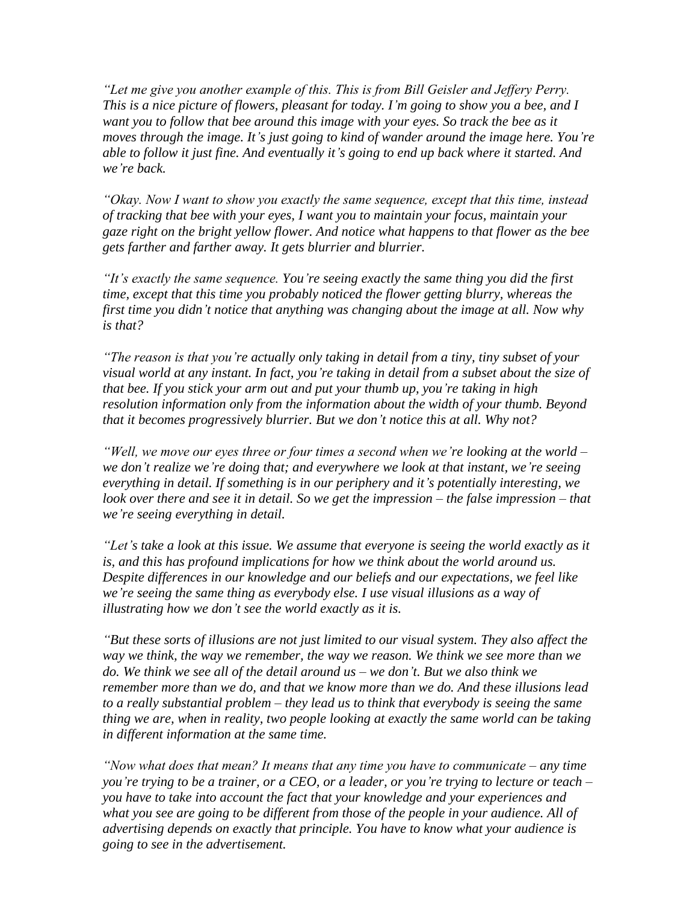*"Let me give you another example of this. This is from Bill Geisler and Jeffery Perry. This is a nice picture of flowers, pleasant for today. I'm going to show you a bee, and I want you to follow that bee around this image with your eyes. So track the bee as it moves through the image. It's just going to kind of wander around the image here. You're able to follow it just fine. And eventually it's going to end up back where it started. And we're back.*

*"Okay. Now I want to show you exactly the same sequence, except that this time, instead of tracking that bee with your eyes, I want you to maintain your focus, maintain your gaze right on the bright yellow flower. And notice what happens to that flower as the bee gets farther and farther away. It gets blurrier and blurrier.*

*"It's exactly the same sequence. You're seeing exactly the same thing you did the first time, except that this time you probably noticed the flower getting blurry, whereas the first time you didn't notice that anything was changing about the image at all. Now why is that?*

*"The reason is that you're actually only taking in detail from a tiny, tiny subset of your visual world at any instant. In fact, you're taking in detail from a subset about the size of that bee. If you stick your arm out and put your thumb up, you're taking in high resolution information only from the information about the width of your thumb. Beyond that it becomes progressively blurrier. But we don't notice this at all. Why not?*

*"Well, we move our eyes three or four times a second when we're looking at the world – we don't realize we're doing that; and everywhere we look at that instant, we're seeing everything in detail. If something is in our periphery and it's potentially interesting, we look over there and see it in detail. So we get the impression – the false impression – that we're seeing everything in detail.*

*"Let's take a look at this issue. We assume that everyone is seeing the world exactly as it is, and this has profound implications for how we think about the world around us. Despite differences in our knowledge and our beliefs and our expectations, we feel like we're seeing the same thing as everybody else. I use visual illusions as a way of illustrating how we don't see the world exactly as it is.*

*"But these sorts of illusions are not just limited to our visual system. They also affect the way we think, the way we remember, the way we reason. We think we see more than we do. We think we see all of the detail around us – we don't. But we also think we remember more than we do, and that we know more than we do. And these illusions lead to a really substantial problem – they lead us to think that everybody is seeing the same thing we are, when in reality, two people looking at exactly the same world can be taking in different information at the same time.*

*"Now what does that mean? It means that any time you have to communicate – any time you're trying to be a trainer, or a CEO, or a leader, or you're trying to lecture or teach – you have to take into account the fact that your knowledge and your experiences and what you see are going to be different from those of the people in your audience. All of advertising depends on exactly that principle. You have to know what your audience is going to see in the advertisement.*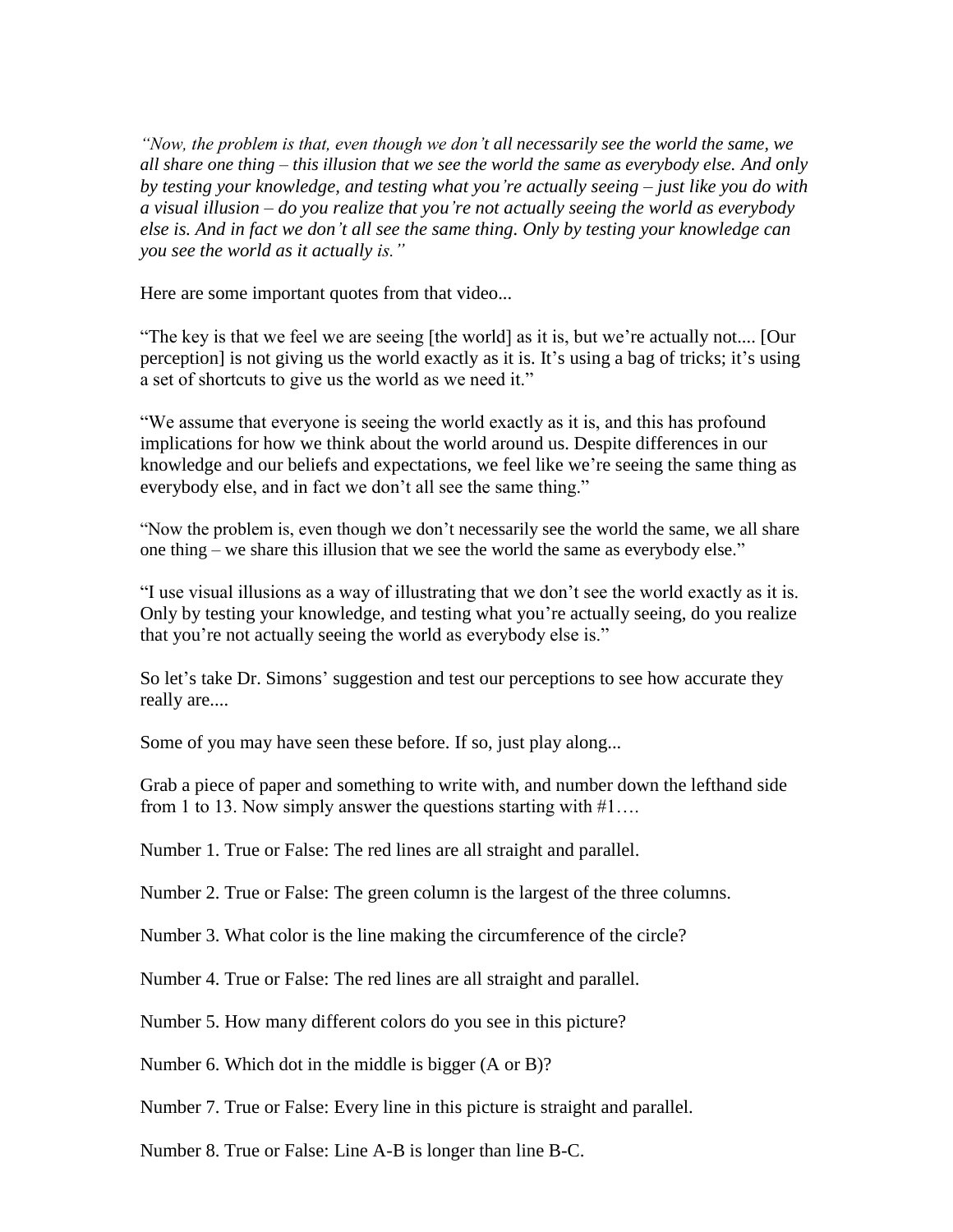*"Now, the problem is that, even though we don't all necessarily see the world the same, we all share one thing – this illusion that we see the world the same as everybody else. And only by testing your knowledge, and testing what you're actually seeing – just like you do with a visual illusion – do you realize that you're not actually seeing the world as everybody else is. And in fact we don't all see the same thing. Only by testing your knowledge can you see the world as it actually is."*

Here are some important quotes from that video...

"The key is that we feel we are seeing [the world] as it is, but we're actually not.... [Our perception] is not giving us the world exactly as it is. It's using a bag of tricks; it's using a set of shortcuts to give us the world as we need it."

"We assume that everyone is seeing the world exactly as it is, and this has profound implications for how we think about the world around us. Despite differences in our knowledge and our beliefs and expectations, we feel like we're seeing the same thing as everybody else, and in fact we don't all see the same thing."

"Now the problem is, even though we don't necessarily see the world the same, we all share one thing – we share this illusion that we see the world the same as everybody else."

"I use visual illusions as a way of illustrating that we don't see the world exactly as it is. Only by testing your knowledge, and testing what you're actually seeing, do you realize that you're not actually seeing the world as everybody else is."

So let's take Dr. Simons' suggestion and test our perceptions to see how accurate they really are....

Some of you may have seen these before. If so, just play along...

Grab a piece of paper and something to write with, and number down the lefthand side from 1 to 13. Now simply answer the questions starting with #1….

Number 1. True or False: The red lines are all straight and parallel.

Number 2. True or False: The green column is the largest of the three columns.

Number 3. What color is the line making the circumference of the circle?

Number 4. True or False: The red lines are all straight and parallel.

Number 5. How many different colors do you see in this picture?

Number 6. Which dot in the middle is bigger (A or B)?

Number 7. True or False: Every line in this picture is straight and parallel.

Number 8. True or False: Line A-B is longer than line B-C.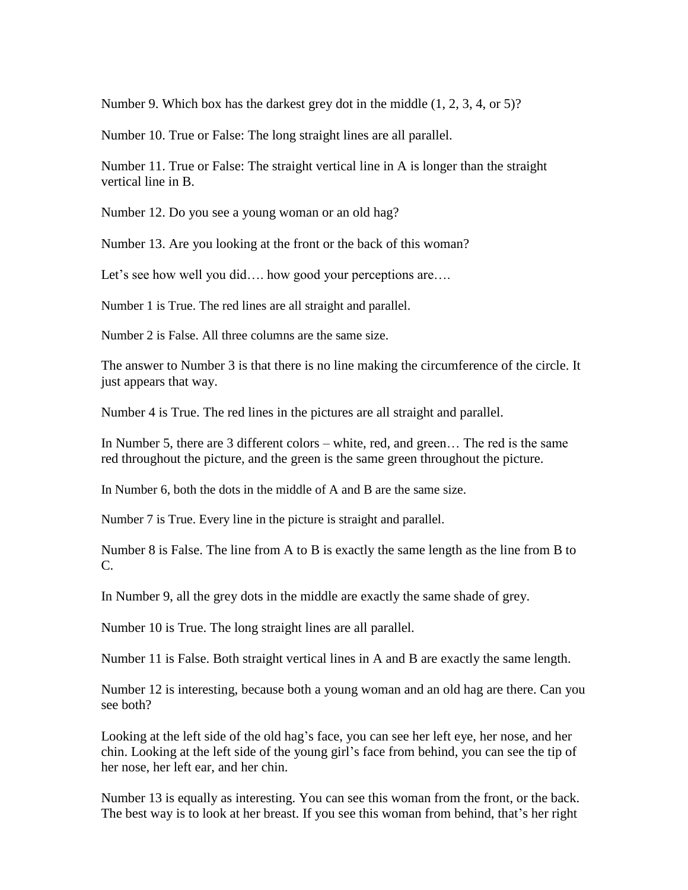Number 9. Which box has the darkest grey dot in the middle (1, 2, 3, 4, or 5)?

Number 10. True or False: The long straight lines are all parallel.

Number 11. True or False: The straight vertical line in A is longer than the straight vertical line in B.

Number 12. Do you see a young woman or an old hag?

Number 13. Are you looking at the front or the back of this woman?

Let's see how well you did…. how good your perceptions are….

Number 1 is True. The red lines are all straight and parallel.

Number 2 is False. All three columns are the same size.

The answer to Number 3 is that there is no line making the circumference of the circle. It just appears that way.

Number 4 is True. The red lines in the pictures are all straight and parallel.

In Number 5, there are 3 different colors – white, red, and green… The red is the same red throughout the picture, and the green is the same green throughout the picture.

In Number 6, both the dots in the middle of A and B are the same size.

Number 7 is True. Every line in the picture is straight and parallel.

Number 8 is False. The line from A to B is exactly the same length as the line from B to C.

In Number 9, all the grey dots in the middle are exactly the same shade of grey.

Number 10 is True. The long straight lines are all parallel.

Number 11 is False. Both straight vertical lines in A and B are exactly the same length.

Number 12 is interesting, because both a young woman and an old hag are there. Can you see both?

Looking at the left side of the old hag's face, you can see her left eye, her nose, and her chin. Looking at the left side of the young girl's face from behind, you can see the tip of her nose, her left ear, and her chin.

Number 13 is equally as interesting. You can see this woman from the front, or the back. The best way is to look at her breast. If you see this woman from behind, that's her right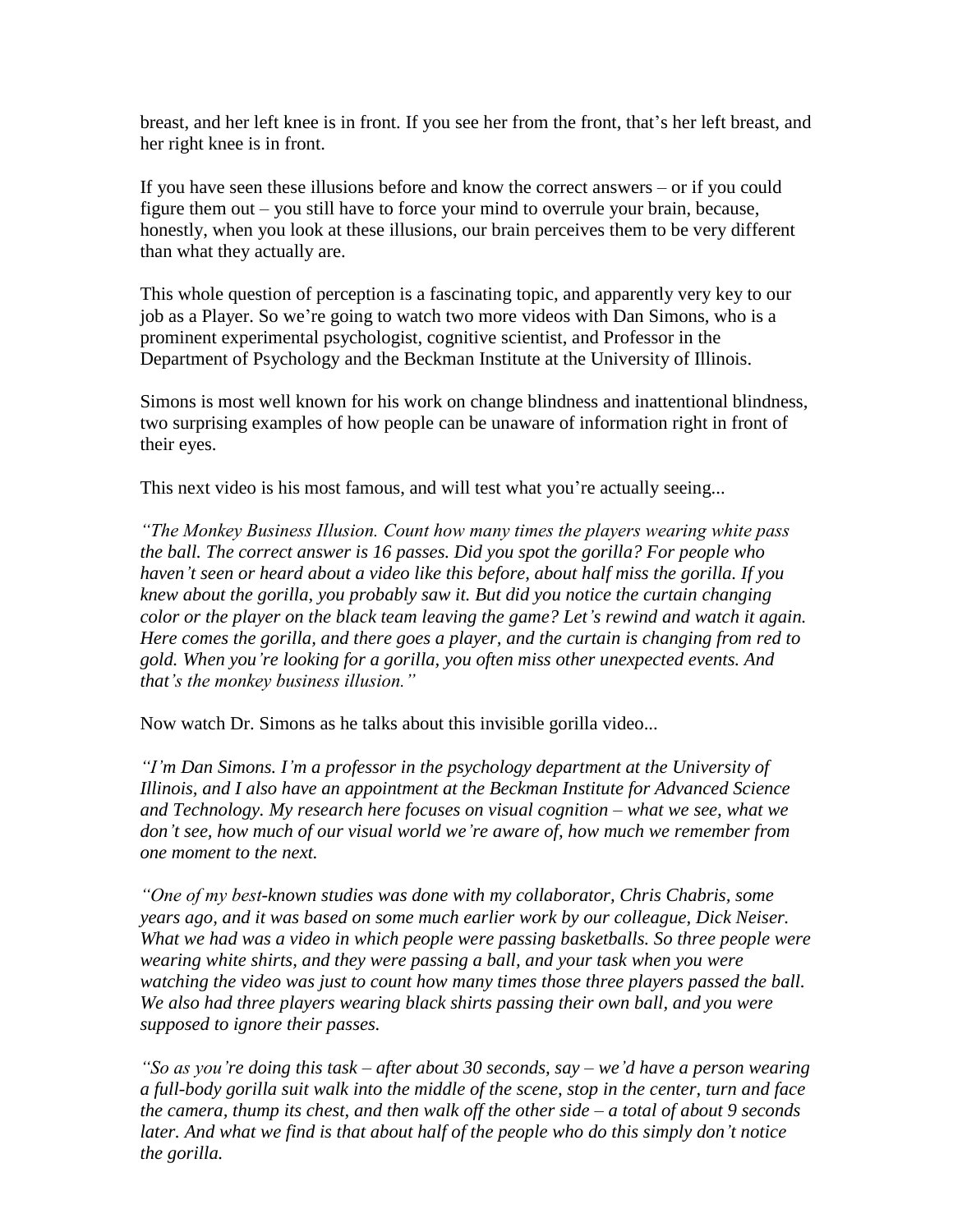breast, and her left knee is in front. If you see her from the front, that's her left breast, and her right knee is in front.

If you have seen these illusions before and know the correct answers – or if you could figure them out – you still have to force your mind to overrule your brain, because, honestly, when you look at these illusions, our brain perceives them to be very different than what they actually are.

This whole question of perception is a fascinating topic, and apparently very key to our job as a Player. So we're going to watch two more videos with Dan Simons, who is a prominent experimental psychologist, cognitive scientist, and Professor in the Department of Psychology and the Beckman Institute at the University of Illinois.

Simons is most well known for his work on change blindness and inattentional blindness, two surprising examples of how people can be unaware of information right in front of their eyes.

This next video is his most famous, and will test what you're actually seeing...

*"The Monkey Business Illusion. Count how many times the players wearing white pass the ball. The correct answer is 16 passes. Did you spot the gorilla? For people who haven't seen or heard about a video like this before, about half miss the gorilla. If you knew about the gorilla, you probably saw it. But did you notice the curtain changing color or the player on the black team leaving the game? Let's rewind and watch it again. Here comes the gorilla, and there goes a player, and the curtain is changing from red to gold. When you're looking for a gorilla, you often miss other unexpected events. And that's the monkey business illusion."*

Now watch Dr. Simons as he talks about this invisible gorilla video...

*"I'm Dan Simons. I'm a professor in the psychology department at the University of Illinois, and I also have an appointment at the Beckman Institute for Advanced Science and Technology. My research here focuses on visual cognition – what we see, what we don't see, how much of our visual world we're aware of, how much we remember from one moment to the next.*

*"One of my best-known studies was done with my collaborator, Chris Chabris, some years ago, and it was based on some much earlier work by our colleague, Dick Neiser. What we had was a video in which people were passing basketballs. So three people were wearing white shirts, and they were passing a ball, and your task when you were watching the video was just to count how many times those three players passed the ball. We also had three players wearing black shirts passing their own ball, and you were supposed to ignore their passes.*

*"So as you're doing this task – after about 30 seconds, say – we'd have a person wearing a full-body gorilla suit walk into the middle of the scene, stop in the center, turn and face the camera, thump its chest, and then walk off the other side – a total of about 9 seconds later. And what we find is that about half of the people who do this simply don't notice the gorilla.*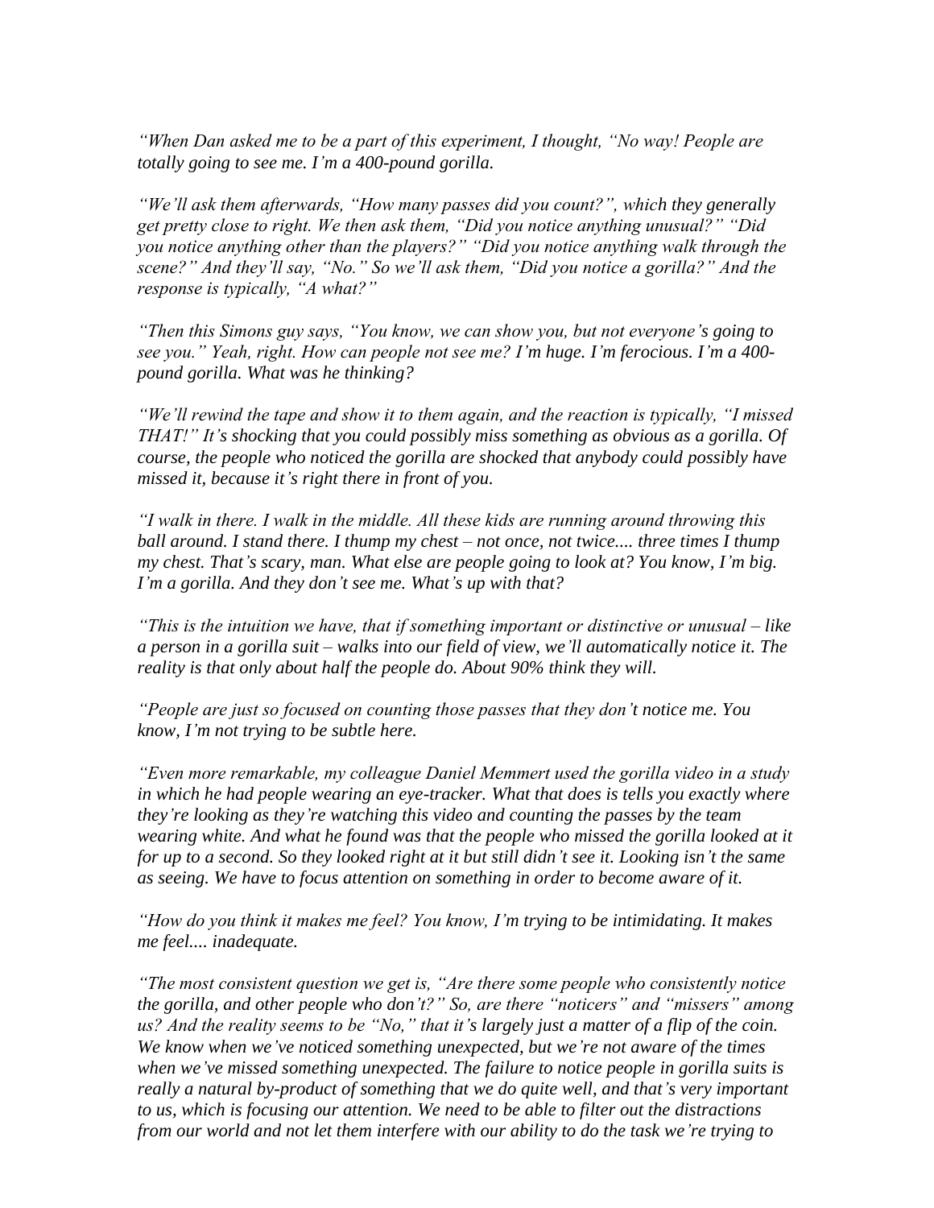*"When Dan asked me to be a part of this experiment, I thought, "No way! People are totally going to see me. I'm a 400-pound gorilla.*

*"We'll ask them afterwards, "How many passes did you count?", which they generally get pretty close to right. We then ask them, "Did you notice anything unusual?" "Did you notice anything other than the players?" "Did you notice anything walk through the scene?" And they'll say, "No." So we'll ask them, "Did you notice a gorilla?" And the response is typically, "A what?"*

*"Then this Simons guy says, "You know, we can show you, but not everyone's going to see you." Yeah, right. How can people not see me? I'm huge. I'm ferocious. I'm a 400-pound gorilla. What was he thinking?*

*"We'll rewind the tape and show it to them again, and the reaction is typically, "I missed THAT!" It's shocking that you could possibly miss something as obvious as a gorilla. Of course, the people who noticed the gorilla are shocked that anybody could possibly have missed it, because it's right there in front of you.*

*"I walk in there. I walk in the middle. All these kids are running around throwing this ball around. I stand there. I thump my chest – not once, not twice.... three times I thump my chest. That's scary, man. What else are people going to look at? You know, I'm big. I'm a gorilla. And they don't see me. What's up with that?*

*"This is the intuition we have, that if something important or distinctive or unusual – like a person in a gorilla suit – walks into our field of view, we'll automatically notice it. The reality is that only about half the people do. About 90% think they will.*

*"People are just so focused on counting those passes that they don't notice me. You know, I'm not trying to be subtle here.*

*"Even more remarkable, my colleague Daniel Memmert used the gorilla video in a study in which he had people wearing an eye-tracker. What that does is tells you exactly where they're looking as they're watching this video and counting the passes by the team wearing white. And what he found was that the people who missed the gorilla looked at it for up to a second. So they looked right at it but still didn't see it. Looking isn't the same as seeing. We have to focus attention on something in order to become aware of it.*

*"How do you think it makes me feel? You know, I'm trying to be intimidating. It makes me feel.... inadequate.*

*"The most consistent question we get is, "Are there some people who consistently notice the gorilla, and other people who don't?" So, are there "noticers" and "missers" among us? And the reality seems to be "No," that it's largely just a matter of a flip of the coin. We know when we've noticed something unexpected, but we're not aware of the times when we've missed something unexpected. The failure to notice people in gorilla suits is really a natural by-product of something that we do quite well, and that's very important to us, which is focusing our attention. We need to be able to filter out the distractions from our world and not let them interfere with our ability to do the task we're trying to*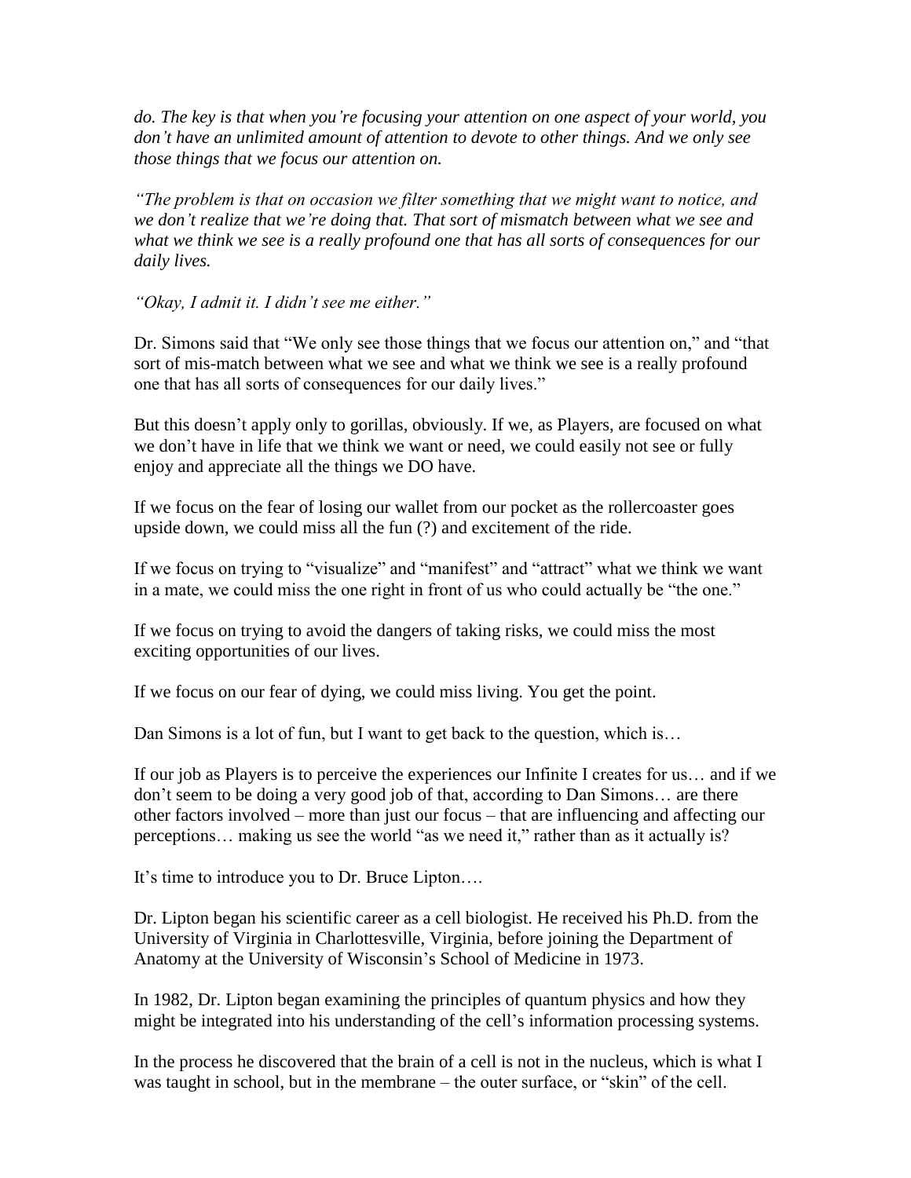*do. The key is that when you're focusing your attention on one aspect of your world, you don't have an unlimited amount of attention to devote to other things. And we only see those things that we focus our attention on.*

*"The problem is that on occasion we filter something that we might want to notice, and we don't realize that we're doing that. That sort of mismatch between what we see and what we think we see is a really profound one that has all sorts of consequences for our daily lives.*

*"Okay, I admit it. I didn't see me either."*

Dr. Simons said that "We only see those things that we focus our attention on," and "that sort of mis-match between what we see and what we think we see is a really profound one that has all sorts of consequences for our daily lives."

But this doesn't apply only to gorillas, obviously. If we, as Players, are focused on what we don't have in life that we think we want or need, we could easily not see or fully enjoy and appreciate all the things we DO have.

If we focus on the fear of losing our wallet from our pocket as the rollercoaster goes upside down, we could miss all the fun (?) and excitement of the ride.

If we focus on trying to "visualize" and "manifest" and "attract" what we think we want in a mate, we could miss the one right in front of us who could actually be "the one."

If we focus on trying to avoid the dangers of taking risks, we could miss the most exciting opportunities of our lives.

If we focus on our fear of dying, we could miss living. You get the point.

Dan Simons is a lot of fun, but I want to get back to the question, which is…

If our job as Players is to perceive the experiences our Infinite I creates for us… and if we don't seem to be doing a very good job of that, according to Dan Simons… are there other factors involved – more than just our focus – that are influencing and affecting our perceptions… making us see the world "as we need it," rather than as it actually is?

It's time to introduce you to Dr. Bruce Lipton….

Dr. Lipton began his scientific career as a cell biologist. He received his Ph.D. from the University of Virginia in Charlottesville, Virginia, before joining the Department of Anatomy at the University of Wisconsin's School of Medicine in 1973.

In 1982, Dr. Lipton began examining the principles of quantum physics and how they might be integrated into his understanding of the cell's information processing systems.

In the process he discovered that the brain of a cell is not in the nucleus, which is what I was taught in school, but in the membrane – the outer surface, or "skin" of the cell.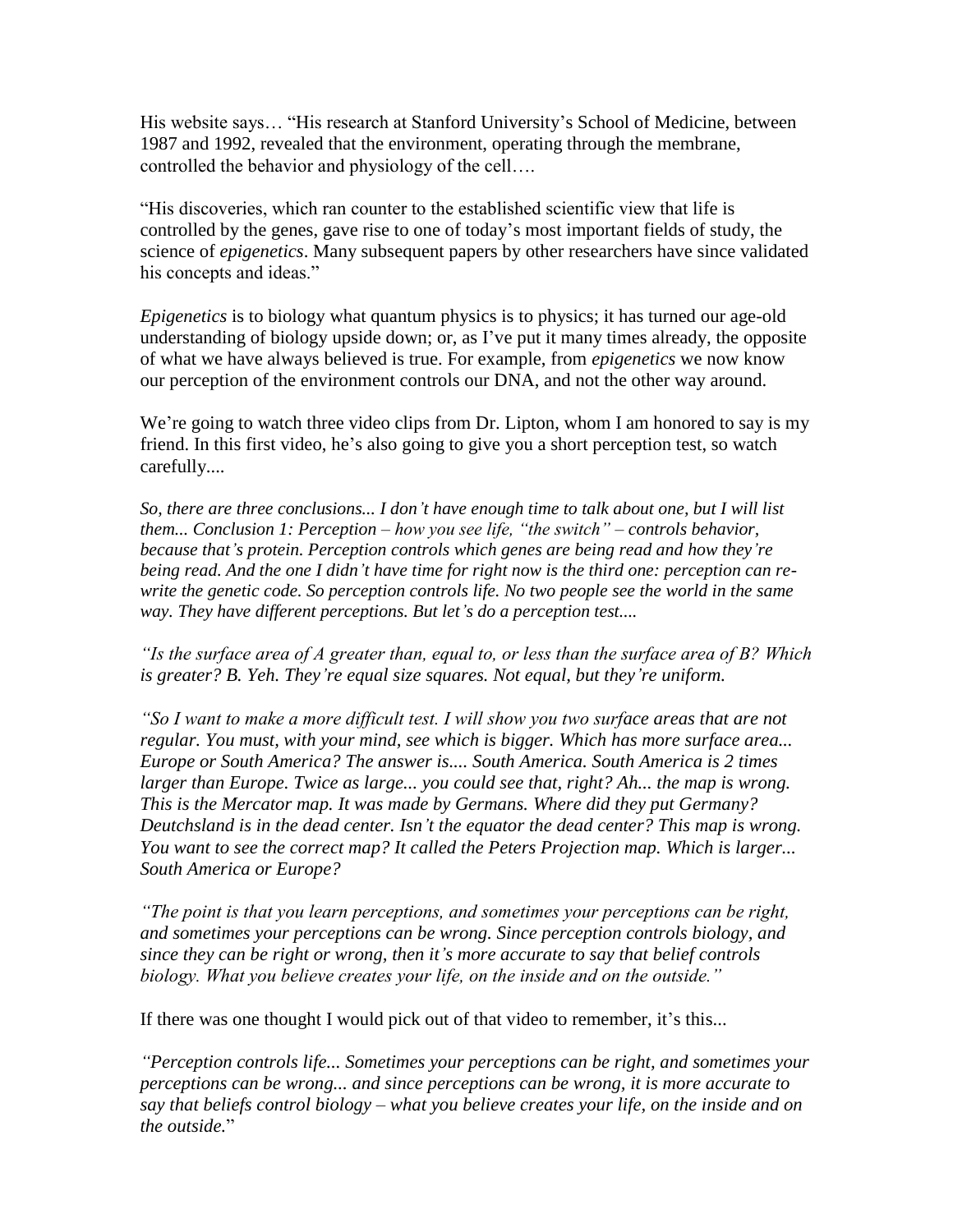His website says… "His research at Stanford University's School of Medicine, between 1987 and 1992, revealed that the environment, operating through the membrane, controlled the behavior and physiology of the cell….

"His discoveries, which ran counter to the established scientific view that life is controlled by the genes, gave rise to one of today's most important fields of study, the science of *epigenetics*. Many subsequent papers by other researchers have since validated his concepts and ideas."

*Epigenetics* is to biology what quantum physics is to physics; it has turned our age-old understanding of biology upside down; or, as I've put it many times already, the opposite of what we have always believed is true. For example, from *epigenetics* we now know our perception of the environment controls our DNA, and not the other way around.

We're going to watch three video clips from Dr. Lipton, whom I am honored to say is my friend. In this first video, he's also going to give you a short perception test, so watch carefully....

*So, there are three conclusions... I don't have enough time to talk about one, but I will list them... Conclusion 1: Perception – how you see life, "the switch" – controls behavior, because that's protein. Perception controls which genes are being read and how they're being read. And the one I didn't have time for right now is the third one: perception can re-write the genetic code. So perception controls life. No two people see the world in the same way. They have different perceptions. But let's do a perception test....*

*"Is the surface area of A greater than, equal to, or less than the surface area of B? Which is greater? B. Yeh. They're equal size squares. Not equal, but they're uniform.*

*"So I want to make a more difficult test. I will show you two surface areas that are not regular. You must, with your mind, see which is bigger. Which has more surface area... Europe or South America? The answer is.... South America. South America is 2 times larger than Europe. Twice as large... you could see that, right? Ah... the map is wrong. This is the Mercator map. It was made by Germans. Where did they put Germany? Deutchsland is in the dead center. Isn't the equator the dead center? This map is wrong. You want to see the correct map? It called the Peters Projection map. Which is larger... South America or Europe?*

*"The point is that you learn perceptions, and sometimes your perceptions can be right, and sometimes your perceptions can be wrong. Since perception controls biology, and since they can be right or wrong, then it's more accurate to say that belief controls biology. What you believe creates your life, on the inside and on the outside."*

If there was one thought I would pick out of that video to remember, it's this...

*"Perception controls life... Sometimes your perceptions can be right, and sometimes your perceptions can be wrong... and since perceptions can be wrong, it is more accurate to say that beliefs control biology – what you believe creates your life, on the inside and on the outside.*"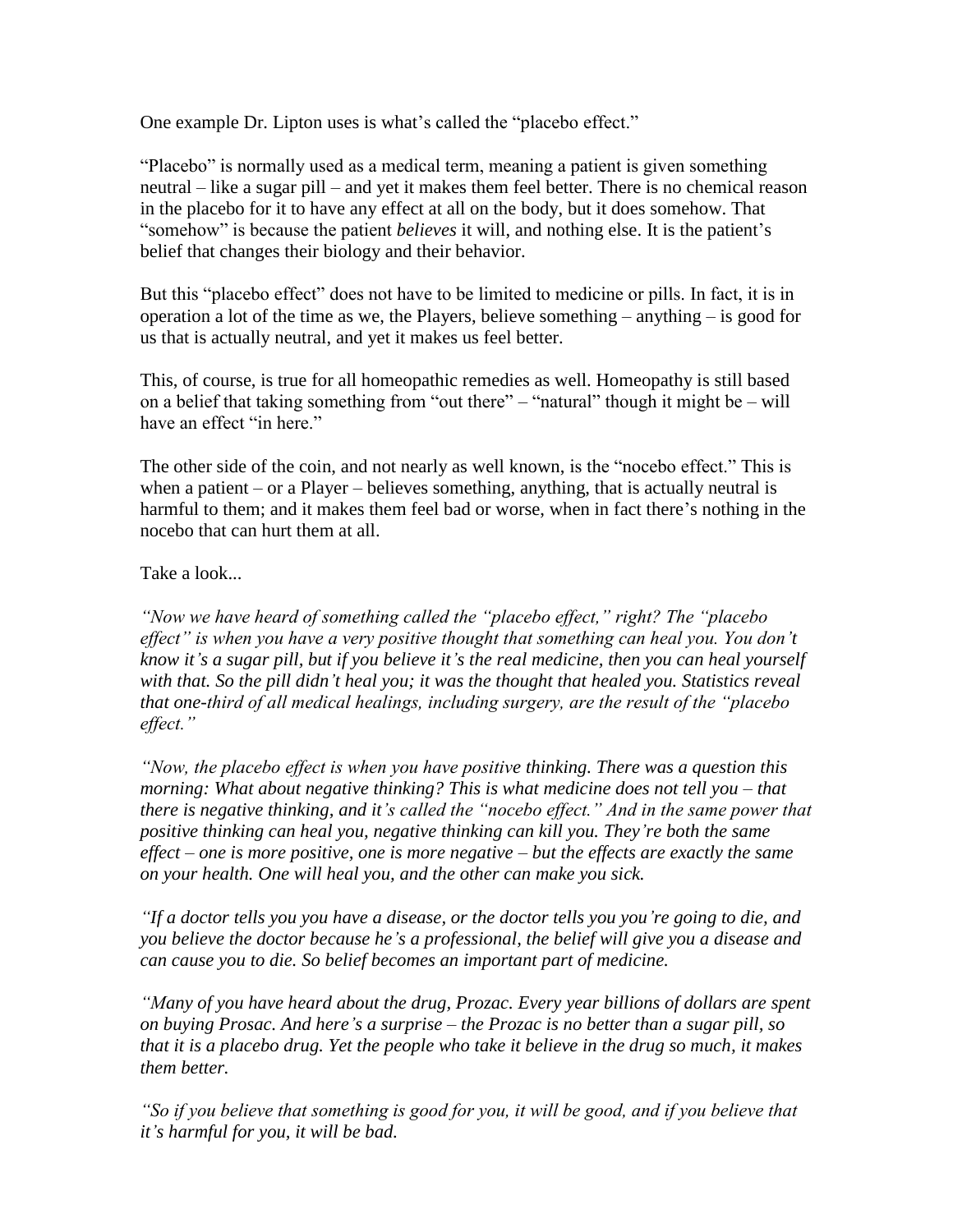One example Dr. Lipton uses is what's called the "placebo effect."

"Placebo" is normally used as a medical term, meaning a patient is given something neutral – like a sugar pill – and yet it makes them feel better. There is no chemical reason in the placebo for it to have any effect at all on the body, but it does somehow. That "somehow" is because the patient *believes* it will, and nothing else. It is the patient's belief that changes their biology and their behavior.

But this "placebo effect" does not have to be limited to medicine or pills. In fact, it is in operation a lot of the time as we, the Players, believe something – anything – is good for us that is actually neutral, and yet it makes us feel better.

This, of course, is true for all homeopathic remedies as well. Homeopathy is still based on a belief that taking something from "out there" – "natural" though it might be – will have an effect "in here."

The other side of the coin, and not nearly as well known, is the "nocebo effect." This is when a patient – or a Player – believes something, anything, that is actually neutral is harmful to them; and it makes them feel bad or worse, when in fact there's nothing in the nocebo that can hurt them at all.

Take a look...

*"Now we have heard of something called the "placebo effect," right? The "placebo effect" is when you have a very positive thought that something can heal you. You don't know it's a sugar pill, but if you believe it's the real medicine, then you can heal yourself with that. So the pill didn't heal you; it was the thought that healed you. Statistics reveal that one-third of all medical healings, including surgery, are the result of the "placebo effect."*

*"Now, the placebo effect is when you have positive thinking. There was a question this morning: What about negative thinking? This is what medicine does not tell you – that there is negative thinking, and it's called the "nocebo effect." And in the same power that positive thinking can heal you, negative thinking can kill you. They're both the same effect – one is more positive, one is more negative – but the effects are exactly the same on your health. One will heal you, and the other can make you sick.*

*"If a doctor tells you you have a disease, or the doctor tells you you're going to die, and you believe the doctor because he's a professional, the belief will give you a disease and can cause you to die. So belief becomes an important part of medicine.*

*"Many of you have heard about the drug, Prozac. Every year billions of dollars are spent on buying Prosac. And here's a surprise – the Prozac is no better than a sugar pill, so that it is a placebo drug. Yet the people who take it believe in the drug so much, it makes them better.*

*"So if you believe that something is good for you, it will be good, and if you believe that it's harmful for you, it will be bad.*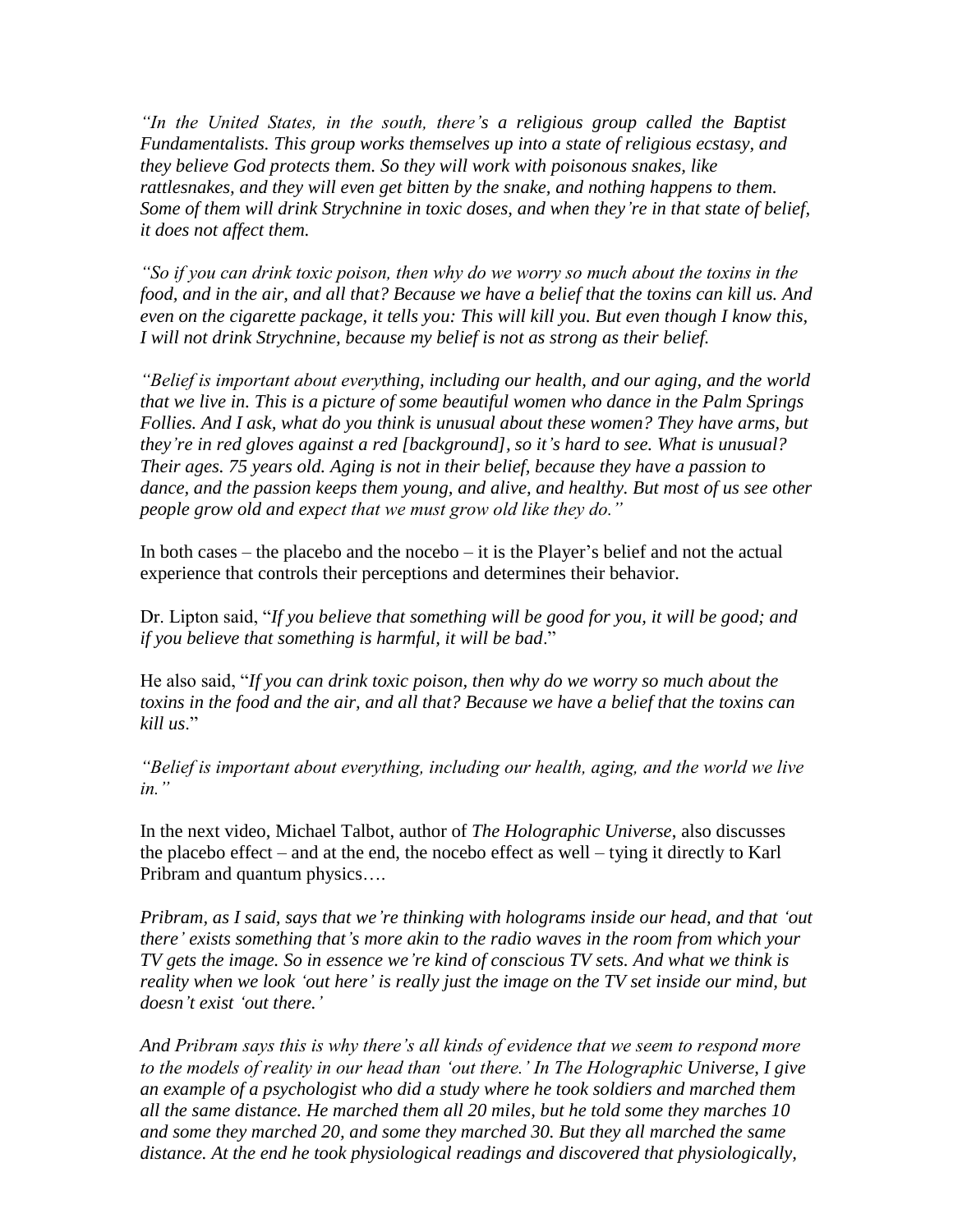*"In the United States, in the south, there's a religious group called the Baptist Fundamentalists. This group works themselves up into a state of religious ecstasy, and they believe God protects them. So they will work with poisonous snakes, like rattlesnakes, and they will even get bitten by the snake, and nothing happens to them. Some of them will drink Strychnine in toxic doses, and when they're in that state of belief, it does not affect them.*

*"So if you can drink toxic poison, then why do we worry so much about the toxins in the food, and in the air, and all that? Because we have a belief that the toxins can kill us. And even on the cigarette package, it tells you: This will kill you. But even though I know this, I will not drink Strychnine, because my belief is not as strong as their belief.*

*"Belief is important about everything, including our health, and our aging, and the world that we live in. This is a picture of some beautiful women who dance in the Palm Springs Follies. And I ask, what do you think is unusual about these women? They have arms, but they're in red gloves against a red [background], so it's hard to see. What is unusual? Their ages. 75 years old. Aging is not in their belief, because they have a passion to dance, and the passion keeps them young, and alive, and healthy. But most of us see other people grow old and expect that we must grow old like they do."*

In both cases – the placebo and the nocebo – it is the Player's belief and not the actual experience that controls their perceptions and determines their behavior.

Dr. Lipton said, "*If you believe that something will be good for you, it will be good; and if you believe that something is harmful, it will be bad*."

He also said, "*If you can drink toxic poison, then why do we worry so much about the toxins in the food and the air, and all that? Because we have a belief that the toxins can kill us*."

*"Belief is important about everything, including our health, aging, and the world we live in."*

In the next video, Michael Talbot, author of *The Holographic Universe*, also discusses the placebo effect – and at the end, the nocebo effect as well – tying it directly to Karl Pribram and quantum physics….

*Pribram, as I said, says that we're thinking with holograms inside our head, and that 'out there' exists something that's more akin to the radio waves in the room from which your TV gets the image. So in essence we're kind of conscious TV sets. And what we think is reality when we look 'out here' is really just the image on the TV set inside our mind, but doesn't exist 'out there.'*

*And Pribram says this is why there's all kinds of evidence that we seem to respond more to the models of reality in our head than 'out there.' In The Holographic Universe, I give an example of a psychologist who did a study where he took soldiers and marched them all the same distance. He marched them all 20 miles, but he told some they marches 10 and some they marched 20, and some they marched 30. But they all marched the same distance. At the end he took physiological readings and discovered that physiologically,*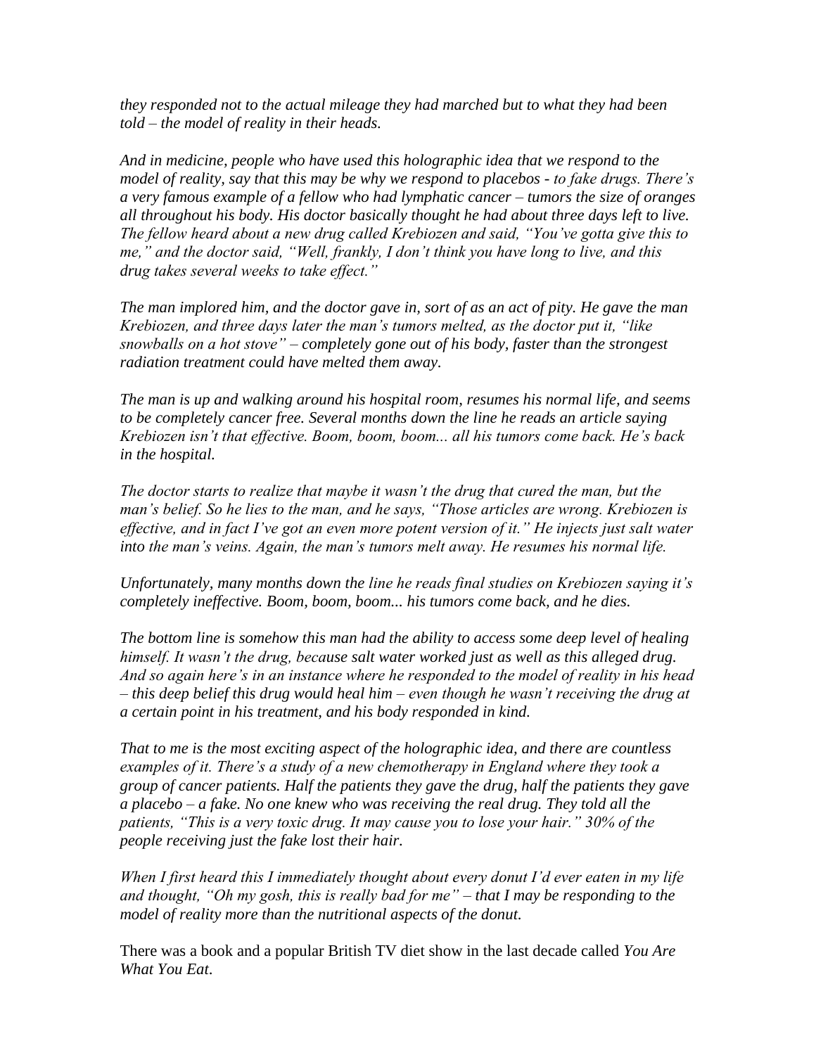*they responded not to the actual mileage they had marched but to what they had been told – the model of reality in their heads.*

*And in medicine, people who have used this holographic idea that we respond to the model of reality, say that this may be why we respond to placebos - to fake drugs. There's a very famous example of a fellow who had lymphatic cancer – tumors the size of oranges all throughout his body. His doctor basically thought he had about three days left to live. The fellow heard about a new drug called Krebiozen and said, "You've gotta give this to me," and the doctor said, "Well, frankly, I don't think you have long to live, and this drug takes several weeks to take effect."*

*The man implored him, and the doctor gave in, sort of as an act of pity. He gave the man Krebiozen, and three days later the man's tumors melted, as the doctor put it, "like snowballs on a hot stove" – completely gone out of his body, faster than the strongest radiation treatment could have melted them away.*

*The man is up and walking around his hospital room, resumes his normal life, and seems to be completely cancer free. Several months down the line he reads an article saying Krebiozen isn't that effective. Boom, boom, boom... all his tumors come back. He's back in the hospital.*

*The doctor starts to realize that maybe it wasn't the drug that cured the man, but the man's belief. So he lies to the man, and he says, "Those articles are wrong. Krebiozen is effective, and in fact I've got an even more potent version of it." He injects just salt water into the man's veins. Again, the man's tumors melt away. He resumes his normal life.*

*Unfortunately, many months down the line he reads final studies on Krebiozen saying it's completely ineffective. Boom, boom, boom... his tumors come back, and he dies.*

*The bottom line is somehow this man had the ability to access some deep level of healing himself. It wasn't the drug, because salt water worked just as well as this alleged drug. And so again here's in an instance where he responded to the model of reality in his head – this deep belief this drug would heal him – even though he wasn't receiving the drug at a certain point in his treatment, and his body responded in kind.*

*That to me is the most exciting aspect of the holographic idea, and there are countless examples of it. There's a study of a new chemotherapy in England where they took a group of cancer patients. Half the patients they gave the drug, half the patients they gave a placebo – a fake. No one knew who was receiving the real drug. They told all the patients, "This is a very toxic drug. It may cause you to lose your hair." 30% of the people receiving just the fake lost their hair.*

*When I first heard this I immediately thought about every donut I'd ever eaten in my life and thought, "Oh my gosh, this is really bad for me" – that I may be responding to the model of reality more than the nutritional aspects of the donut.*

There was a book and a popular British TV diet show in the last decade called *You Are What You Eat*.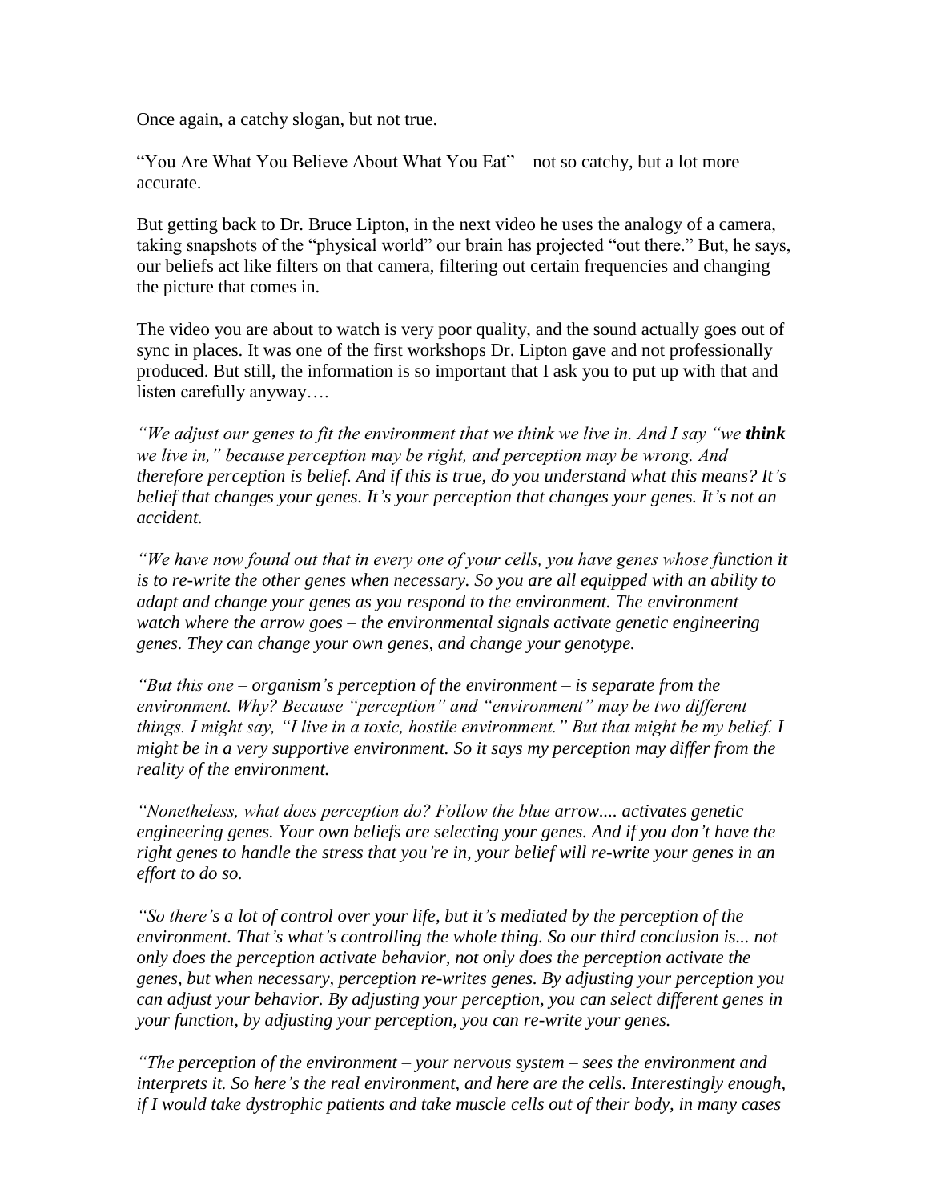Once again, a catchy slogan, but not true.

"You Are What You Believe About What You Eat" – not so catchy, but a lot more accurate.

But getting back to Dr. Bruce Lipton, in the next video he uses the analogy of a camera, taking snapshots of the "physical world" our brain has projected "out there." But, he says, our beliefs act like filters on that camera, filtering out certain frequencies and changing the picture that comes in.

The video you are about to watch is very poor quality, and the sound actually goes out of sync in places. It was one of the first workshops Dr. Lipton gave and not professionally produced. But still, the information is so important that I ask you to put up with that and listen carefully anyway….

*"We adjust our genes to fit the environment that we think we live in. And I say "we* ***think*** *we live in," because perception may be right, and perception may be wrong. And therefore perception is belief. And if this is true, do you understand what this means? It's belief that changes your genes. It's your perception that changes your genes. It's not an accident.*

*"We have now found out that in every one of your cells, you have genes whose function it is to re-write the other genes when necessary. So you are all equipped with an ability to adapt and change your genes as you respond to the environment. The environment – watch where the arrow goes – the environmental signals activate genetic engineering genes. They can change your own genes, and change your genotype.*

*"But this one – organism's perception of the environment – is separate from the environment. Why? Because "perception" and "environment" may be two different things. I might say, "I live in a toxic, hostile environment." But that might be my belief. I might be in a very supportive environment. So it says my perception may differ from the reality of the environment.*

*"Nonetheless, what does perception do? Follow the blue arrow.... activates genetic engineering genes. Your own beliefs are selecting your genes. And if you don't have the right genes to handle the stress that you're in, your belief will re-write your genes in an effort to do so.*

*"So there's a lot of control over your life, but it's mediated by the perception of the environment. That's what's controlling the whole thing. So our third conclusion is... not only does the perception activate behavior, not only does the perception activate the genes, but when necessary, perception re-writes genes. By adjusting your perception you can adjust your behavior. By adjusting your perception, you can select different genes in your function, by adjusting your perception, you can re-write your genes.*

*"The perception of the environment – your nervous system – sees the environment and interprets it. So here's the real environment, and here are the cells. Interestingly enough, if I would take dystrophic patients and take muscle cells out of their body, in many cases*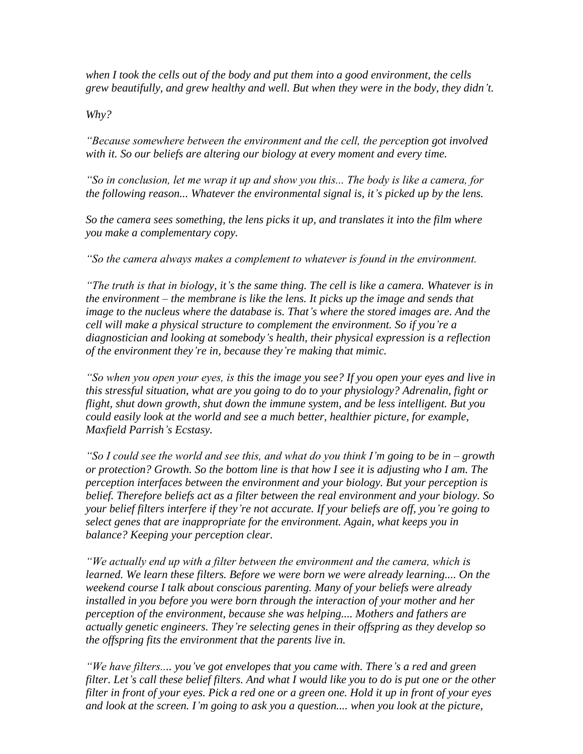*when I took the cells out of the body and put them into a good environment, the cells grew beautifully, and grew healthy and well. But when they were in the body, they didn't.*

*Why?*

*"Because somewhere between the environment and the cell, the perception got involved with it. So our beliefs are altering our biology at every moment and every time.*

*"So in conclusion, let me wrap it up and show you this... The body is like a camera, for the following reason... Whatever the environmental signal is, it's picked up by the lens.*

*So the camera sees something, the lens picks it up, and translates it into the film where you make a complementary copy.*

*"So the camera always makes a complement to whatever is found in the environment.*

*"The truth is that in biology, it's the same thing. The cell is like a camera. Whatever is in the environment – the membrane is like the lens. It picks up the image and sends that image to the nucleus where the database is. That's where the stored images are. And the cell will make a physical structure to complement the environment. So if you're a diagnostician and looking at somebody's health, their physical expression is a reflection of the environment they're in, because they're making that mimic.*

*"So when you open your eyes, is this the image you see? If you open your eyes and live in this stressful situation, what are you going to do to your physiology? Adrenalin, fight or flight, shut down growth, shut down the immune system, and be less intelligent. But you could easily look at the world and see a much better, healthier picture, for example, Maxfield Parrish's Ecstasy.*

*"So I could see the world and see this, and what do you think I'm going to be in – growth or protection? Growth. So the bottom line is that how I see it is adjusting who I am. The perception interfaces between the environment and your biology. But your perception is belief. Therefore beliefs act as a filter between the real environment and your biology. So your belief filters interfere if they're not accurate. If your beliefs are off, you're going to select genes that are inappropriate for the environment. Again, what keeps you in balance? Keeping your perception clear.*

*"We actually end up with a filter between the environment and the camera, which is learned. We learn these filters. Before we were born we were already learning.... On the weekend course I talk about conscious parenting. Many of your beliefs were already installed in you before you were born through the interaction of your mother and her perception of the environment, because she was helping.... Mothers and fathers are actually genetic engineers. They're selecting genes in their offspring as they develop so the offspring fits the environment that the parents live in.*

*"We have filters.... you've got envelopes that you came with. There's a red and green filter. Let's call these belief filters. And what I would like you to do is put one or the other filter in front of your eyes. Pick a red one or a green one. Hold it up in front of your eyes and look at the screen. I'm going to ask you a question.... when you look at the picture,*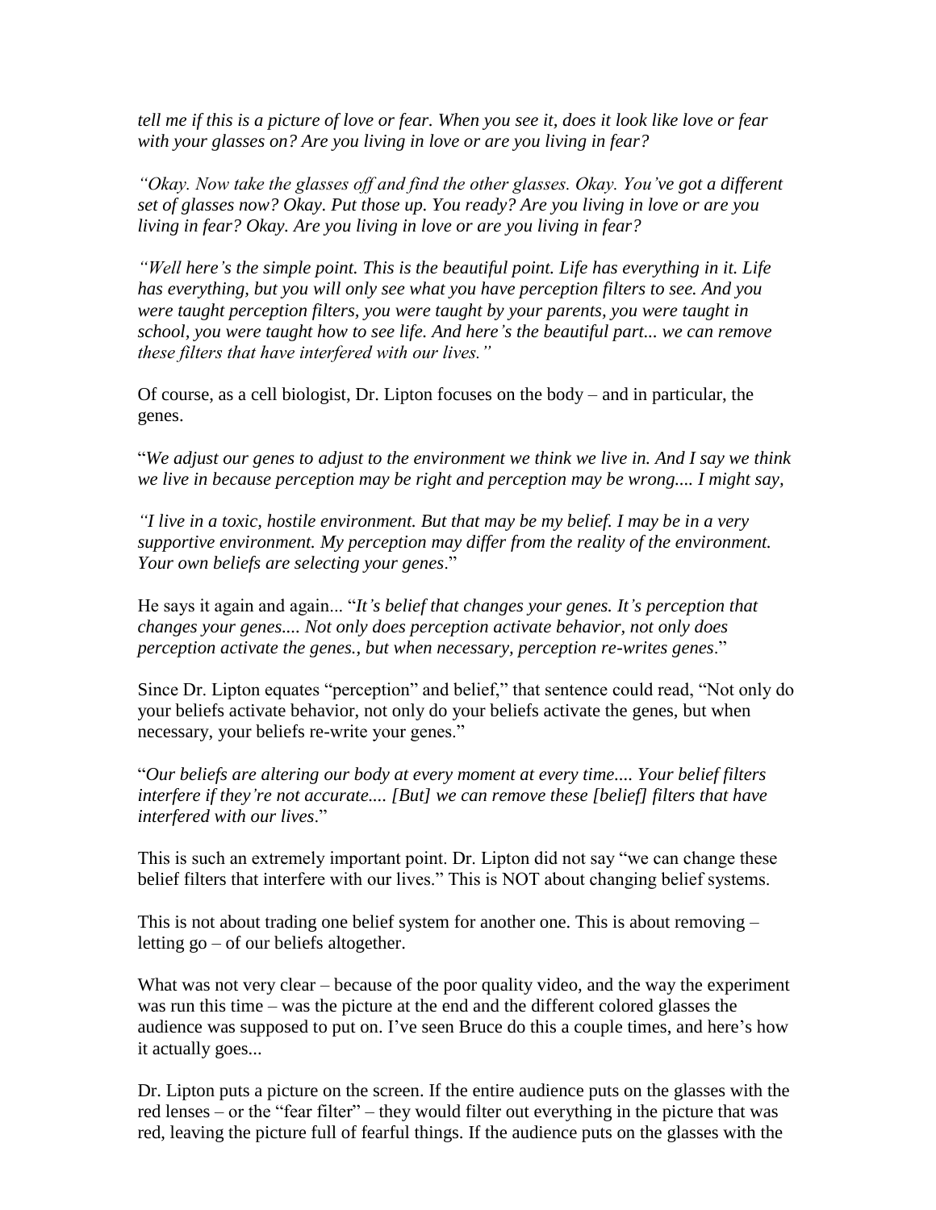*tell me if this is a picture of love or fear. When you see it, does it look like love or fear with your glasses on? Are you living in love or are you living in fear?*

*"Okay. Now take the glasses off and find the other glasses. Okay. You've got a different set of glasses now? Okay. Put those up. You ready? Are you living in love or are you living in fear? Okay. Are you living in love or are you living in fear?*

*"Well here's the simple point. This is the beautiful point. Life has everything in it. Life has everything, but you will only see what you have perception filters to see. And you were taught perception filters, you were taught by your parents, you were taught in school, you were taught how to see life. And here's the beautiful part... we can remove these filters that have interfered with our lives."*

Of course, as a cell biologist, Dr. Lipton focuses on the body – and in particular, the genes.

"*We adjust our genes to adjust to the environment we think we live in. And I say we think we live in because perception may be right and perception may be wrong.... I might say,*

*"I live in a toxic, hostile environment. But that may be my belief. I may be in a very supportive environment. My perception may differ from the reality of the environment. Your own beliefs are selecting your genes*."

He says it again and again... "*It's belief that changes your genes. It's perception that changes your genes.... Not only does perception activate behavior, not only does perception activate the genes., but when necessary, perception re-writes genes*."

Since Dr. Lipton equates "perception" and belief," that sentence could read, "Not only do your beliefs activate behavior, not only do your beliefs activate the genes, but when necessary, your beliefs re-write your genes."

"*Our beliefs are altering our body at every moment at every time.... Your belief filters interfere if they're not accurate.... [But] we can remove these [belief] filters that have interfered with our lives*."

This is such an extremely important point. Dr. Lipton did not say "we can change these belief filters that interfere with our lives." This is NOT about changing belief systems.

This is not about trading one belief system for another one. This is about removing – letting go – of our beliefs altogether.

What was not very clear – because of the poor quality video, and the way the experiment was run this time – was the picture at the end and the different colored glasses the audience was supposed to put on. I've seen Bruce do this a couple times, and here's how it actually goes...

Dr. Lipton puts a picture on the screen. If the entire audience puts on the glasses with the red lenses – or the "fear filter" – they would filter out everything in the picture that was red, leaving the picture full of fearful things. If the audience puts on the glasses with the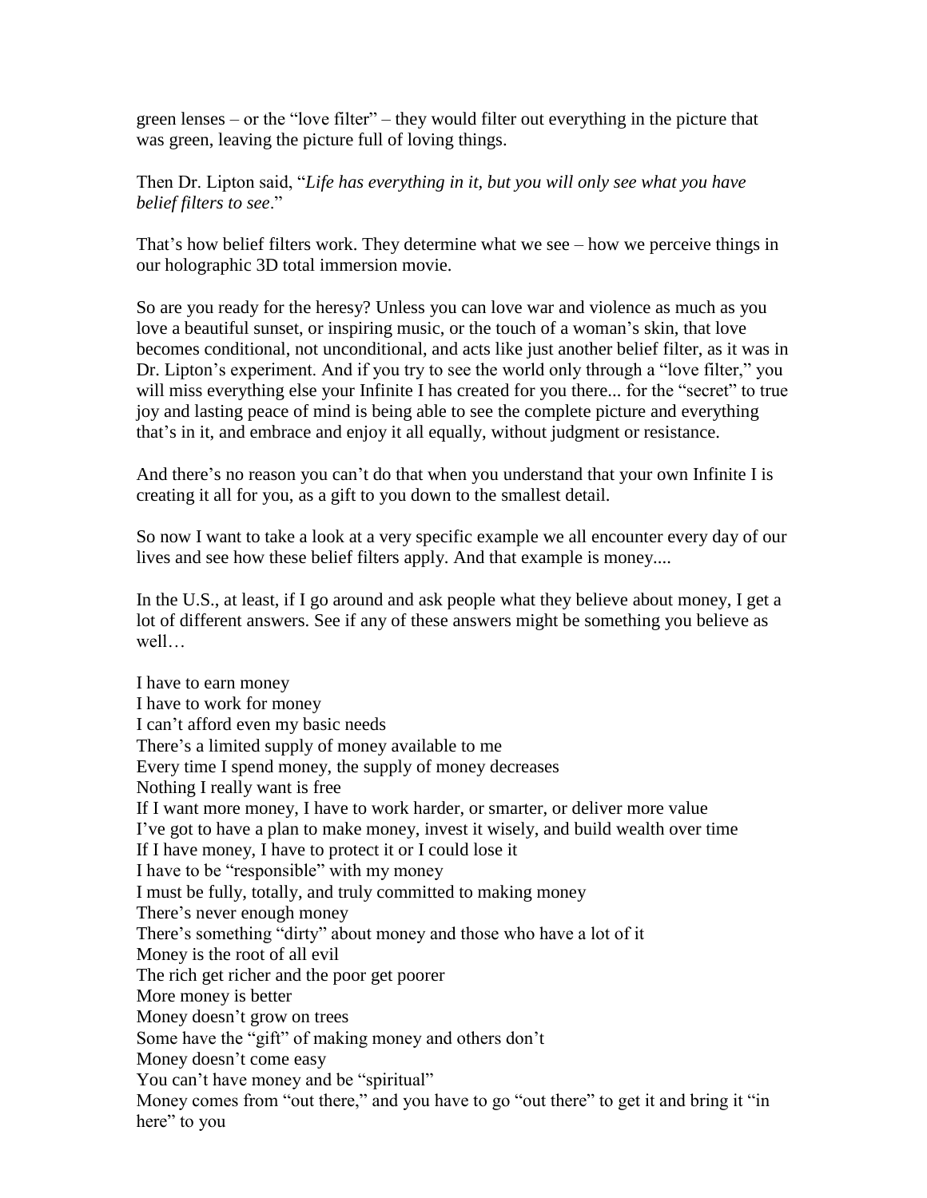green lenses – or the "love filter" – they would filter out everything in the picture that was green, leaving the picture full of loving things.

Then Dr. Lipton said, "*Life has everything in it, but you will only see what you have belief filters to see*."

That's how belief filters work. They determine what we see – how we perceive things in our holographic 3D total immersion movie.

So are you ready for the heresy? Unless you can love war and violence as much as you love a beautiful sunset, or inspiring music, or the touch of a woman's skin, that love becomes conditional, not unconditional, and acts like just another belief filter, as it was in Dr. Lipton's experiment. And if you try to see the world only through a "love filter," you will miss everything else your Infinite I has created for you there... for the "secret" to true joy and lasting peace of mind is being able to see the complete picture and everything that's in it, and embrace and enjoy it all equally, without judgment or resistance.

And there's no reason you can't do that when you understand that your own Infinite I is creating it all for you, as a gift to you down to the smallest detail.

So now I want to take a look at a very specific example we all encounter every day of our lives and see how these belief filters apply. And that example is money....

In the U.S., at least, if I go around and ask people what they believe about money, I get a lot of different answers. See if any of these answers might be something you believe as well…

I have to earn money
I have to work for money
I can't afford even my basic needs
There's a limited supply of money available to me
Every time I spend money, the supply of money decreases
Nothing I really want is free
If I want more money, I have to work harder, or smarter, or deliver more value
I've got to have a plan to make money, invest it wisely, and build wealth over time
If I have money, I have to protect it or I could lose it
I have to be "responsible" with my money
I must be fully, totally, and truly committed to making money
There's never enough money
There's something "dirty" about money and those who have a lot of it
Money is the root of all evil
The rich get richer and the poor get poorer
More money is better
Money doesn't grow on trees
Some have the "gift" of making money and others don't
Money doesn't come easy
You can't have money and be "spiritual"
Money comes from "out there," and you have to go "out there" to get it and bring it "in here" to you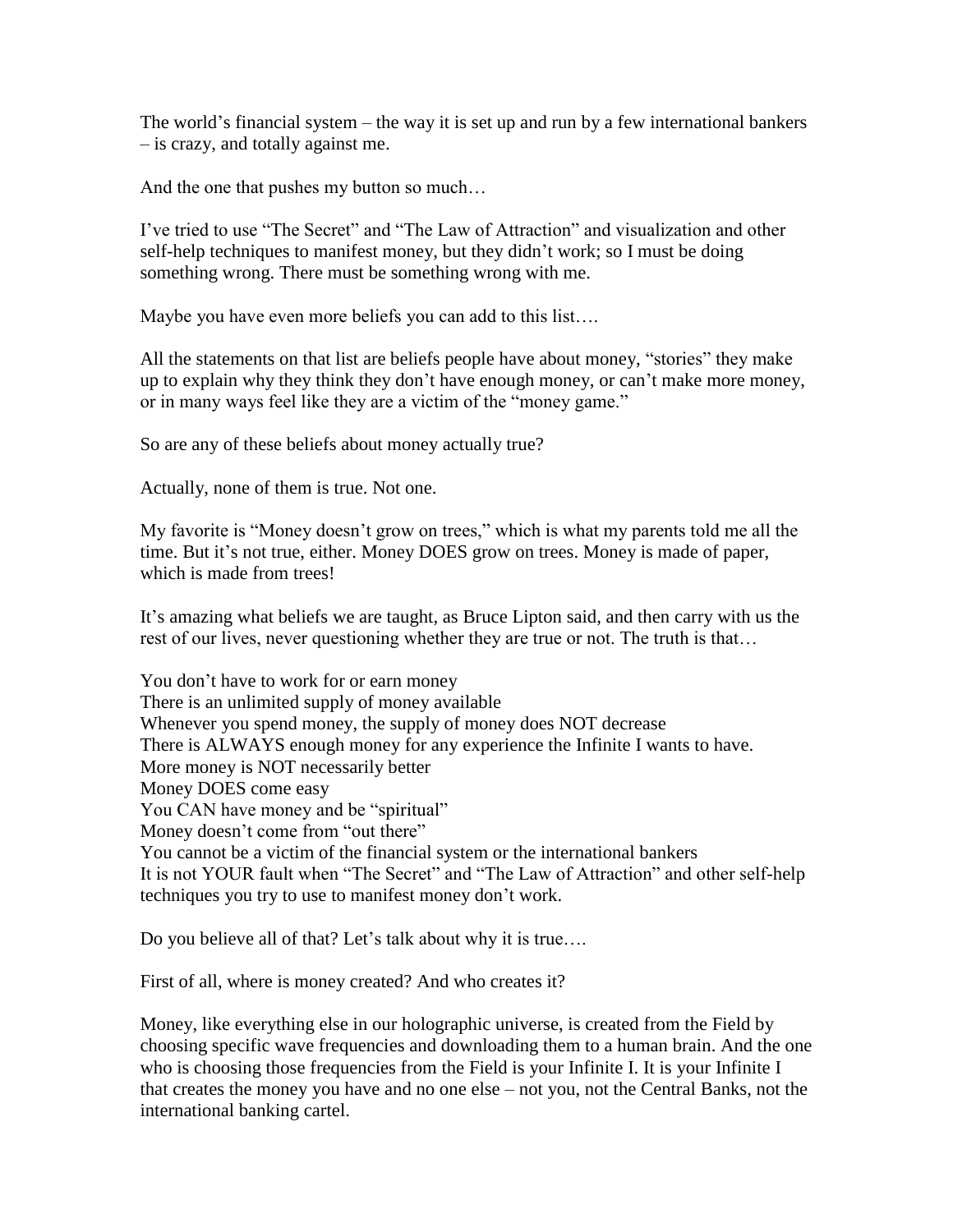The world's financial system – the way it is set up and run by a few international bankers – is crazy, and totally against me.

And the one that pushes my button so much…

I've tried to use "The Secret" and "The Law of Attraction" and visualization and other self-help techniques to manifest money, but they didn't work; so I must be doing something wrong. There must be something wrong with me.

Maybe you have even more beliefs you can add to this list….

All the statements on that list are beliefs people have about money, "stories" they make up to explain why they think they don't have enough money, or can't make more money, or in many ways feel like they are a victim of the "money game."

So are any of these beliefs about money actually true?

Actually, none of them is true. Not one.

My favorite is "Money doesn't grow on trees," which is what my parents told me all the time. But it's not true, either. Money DOES grow on trees. Money is made of paper, which is made from trees!

It's amazing what beliefs we are taught, as Bruce Lipton said, and then carry with us the rest of our lives, never questioning whether they are true or not. The truth is that…

You don't have to work for or earn money
There is an unlimited supply of money available
Whenever you spend money, the supply of money does NOT decrease
There is ALWAYS enough money for any experience the Infinite I wants to have.
More money is NOT necessarily better
Money DOES come easy
You CAN have money and be "spiritual"
Money doesn't come from "out there"
You cannot be a victim of the financial system or the international bankers
It is not YOUR fault when "The Secret" and "The Law of Attraction" and other self-help techniques you try to use to manifest money don't work.

Do you believe all of that? Let's talk about why it is true….

First of all, where is money created? And who creates it?

Money, like everything else in our holographic universe, is created from the Field by choosing specific wave frequencies and downloading them to a human brain. And the one who is choosing those frequencies from the Field is your Infinite I. It is your Infinite I that creates the money you have and no one else – not you, not the Central Banks, not the international banking cartel.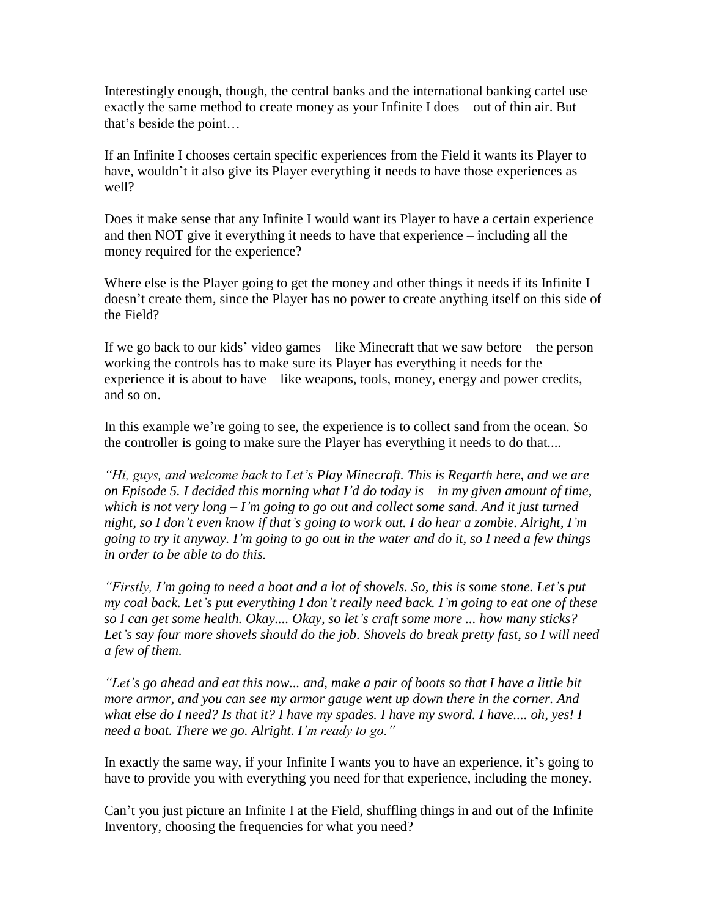Interestingly enough, though, the central banks and the international banking cartel use exactly the same method to create money as your Infinite I does – out of thin air. But that's beside the point…

If an Infinite I chooses certain specific experiences from the Field it wants its Player to have, wouldn't it also give its Player everything it needs to have those experiences as well?

Does it make sense that any Infinite I would want its Player to have a certain experience and then NOT give it everything it needs to have that experience – including all the money required for the experience?

Where else is the Player going to get the money and other things it needs if its Infinite I doesn't create them, since the Player has no power to create anything itself on this side of the Field?

If we go back to our kids' video games – like Minecraft that we saw before – the person working the controls has to make sure its Player has everything it needs for the experience it is about to have – like weapons, tools, money, energy and power credits, and so on.

In this example we're going to see, the experience is to collect sand from the ocean. So the controller is going to make sure the Player has everything it needs to do that....

*"Hi, guys, and welcome back to Let's Play Minecraft. This is Regarth here, and we are on Episode 5. I decided this morning what I'd do today is – in my given amount of time, which is not very long – I'm going to go out and collect some sand. And it just turned night, so I don't even know if that's going to work out. I do hear a zombie. Alright, I'm going to try it anyway. I'm going to go out in the water and do it, so I need a few things in order to be able to do this.*

*"Firstly, I'm going to need a boat and a lot of shovels. So, this is some stone. Let's put my coal back. Let's put everything I don't really need back. I'm going to eat one of these so I can get some health. Okay.... Okay, so let's craft some more ... how many sticks? Let's say four more shovels should do the job. Shovels do break pretty fast, so I will need a few of them.*

*"Let's go ahead and eat this now... and, make a pair of boots so that I have a little bit more armor, and you can see my armor gauge went up down there in the corner. And what else do I need? Is that it? I have my spades. I have my sword. I have.... oh, yes! I need a boat. There we go. Alright. I'm ready to go."*

In exactly the same way, if your Infinite I wants you to have an experience, it's going to have to provide you with everything you need for that experience, including the money.

Can't you just picture an Infinite I at the Field, shuffling things in and out of the Infinite Inventory, choosing the frequencies for what you need?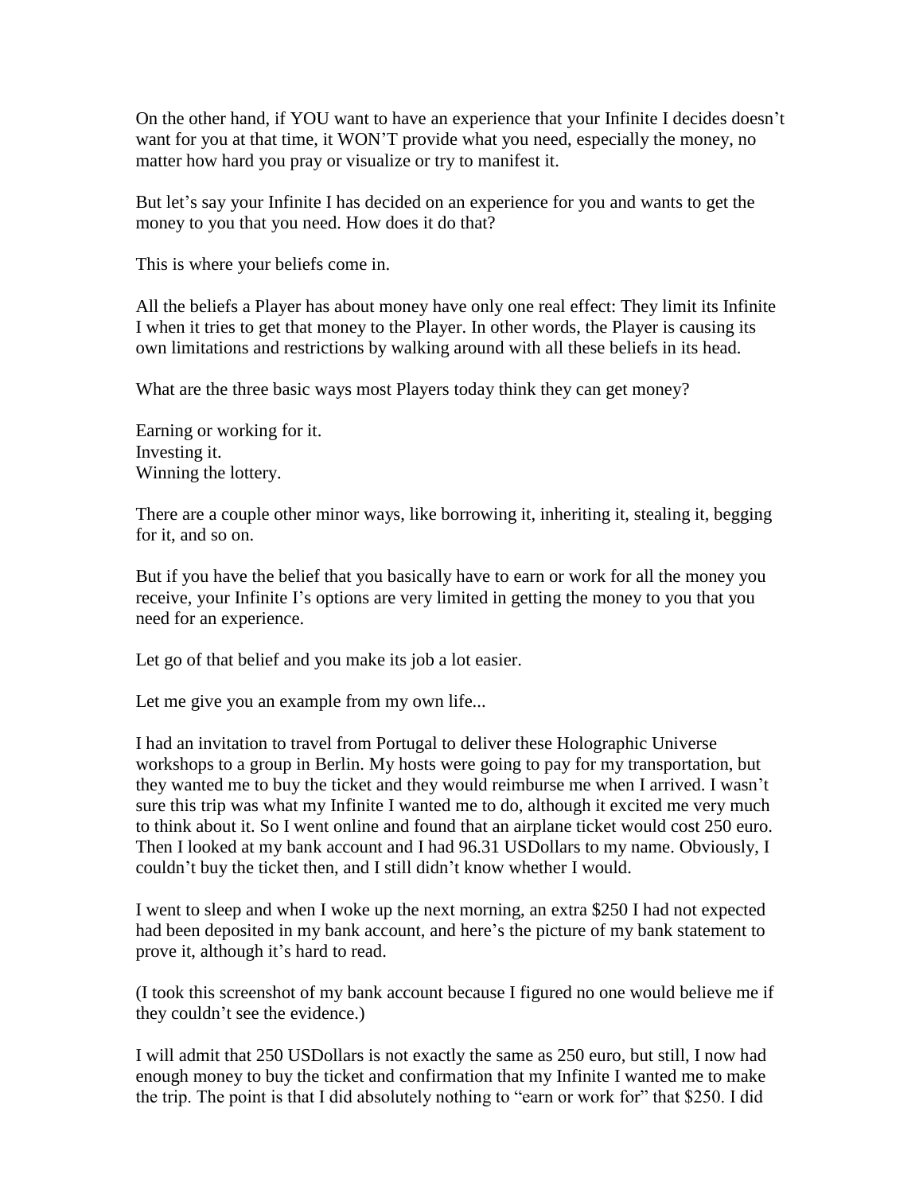On the other hand, if YOU want to have an experience that your Infinite I decides doesn't want for you at that time, it WON'T provide what you need, especially the money, no matter how hard you pray or visualize or try to manifest it.

But let's say your Infinite I has decided on an experience for you and wants to get the money to you that you need. How does it do that?

This is where your beliefs come in.

All the beliefs a Player has about money have only one real effect: They limit its Infinite I when it tries to get that money to the Player. In other words, the Player is causing its own limitations and restrictions by walking around with all these beliefs in its head.

What are the three basic ways most Players today think they can get money?

Earning or working for it.
Investing it.
Winning the lottery.

There are a couple other minor ways, like borrowing it, inheriting it, stealing it, begging for it, and so on.

But if you have the belief that you basically have to earn or work for all the money you receive, your Infinite I's options are very limited in getting the money to you that you need for an experience.

Let go of that belief and you make its job a lot easier.

Let me give you an example from my own life...

I had an invitation to travel from Portugal to deliver these Holographic Universe workshops to a group in Berlin. My hosts were going to pay for my transportation, but they wanted me to buy the ticket and they would reimburse me when I arrived. I wasn't sure this trip was what my Infinite I wanted me to do, although it excited me very much to think about it. So I went online and found that an airplane ticket would cost 250 euro. Then I looked at my bank account and I had 96.31 USDollars to my name. Obviously, I couldn't buy the ticket then, and I still didn't know whether I would.

I went to sleep and when I woke up the next morning, an extra $250 I had not expected had been deposited in my bank account, and here's the picture of my bank statement to prove it, although it's hard to read.

(I took this screenshot of my bank account because I figured no one would believe me if they couldn't see the evidence.)

I will admit that 250 USDollars is not exactly the same as 250 euro, but still, I now had enough money to buy the ticket and confirmation that my Infinite I wanted me to make the trip. The point is that I did absolutely nothing to "earn or work for" that $250. I did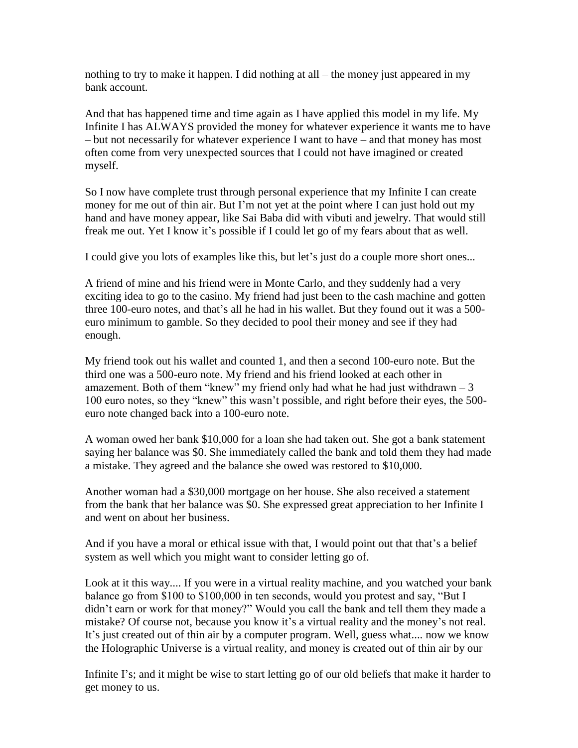nothing to try to make it happen. I did nothing at all – the money just appeared in my bank account.

And that has happened time and time again as I have applied this model in my life. My Infinite I has ALWAYS provided the money for whatever experience it wants me to have – but not necessarily for whatever experience I want to have – and that money has most often come from very unexpected sources that I could not have imagined or created myself.

So I now have complete trust through personal experience that my Infinite I can create money for me out of thin air. But I'm not yet at the point where I can just hold out my hand and have money appear, like Sai Baba did with vibuti and jewelry. That would still freak me out. Yet I know it's possible if I could let go of my fears about that as well.

I could give you lots of examples like this, but let's just do a couple more short ones...

A friend of mine and his friend were in Monte Carlo, and they suddenly had a very exciting idea to go to the casino. My friend had just been to the cash machine and gotten three 100-euro notes, and that's all he had in his wallet. But they found out it was a 500-euro minimum to gamble. So they decided to pool their money and see if they had enough.

My friend took out his wallet and counted 1, and then a second 100-euro note. But the third one was a 500-euro note. My friend and his friend looked at each other in amazement. Both of them "knew" my friend only had what he had just withdrawn – 3 100 euro notes, so they "knew" this wasn't possible, and right before their eyes, the 500-euro note changed back into a 100-euro note.

A woman owed her bank \$10,000 for a loan she had taken out. She got a bank statement saying her balance was \$0. She immediately called the bank and told them they had made a mistake. They agreed and the balance she owed was restored to \$10,000.

Another woman had a \$30,000 mortgage on her house. She also received a statement from the bank that her balance was \$0. She expressed great appreciation to her Infinite I and went on about her business.

And if you have a moral or ethical issue with that, I would point out that that's a belief system as well which you might want to consider letting go of.

Look at it this way.... If you were in a virtual reality machine, and you watched your bank balance go from \$100 to \$100,000 in ten seconds, would you protest and say, "But I didn't earn or work for that money?" Would you call the bank and tell them they made a mistake? Of course not, because you know it's a virtual reality and the money's not real. It's just created out of thin air by a computer program. Well, guess what.... now we know the Holographic Universe is a virtual reality, and money is created out of thin air by our Infinite I's; and it might be wise to start letting go of our old beliefs that make it harder to get money to us.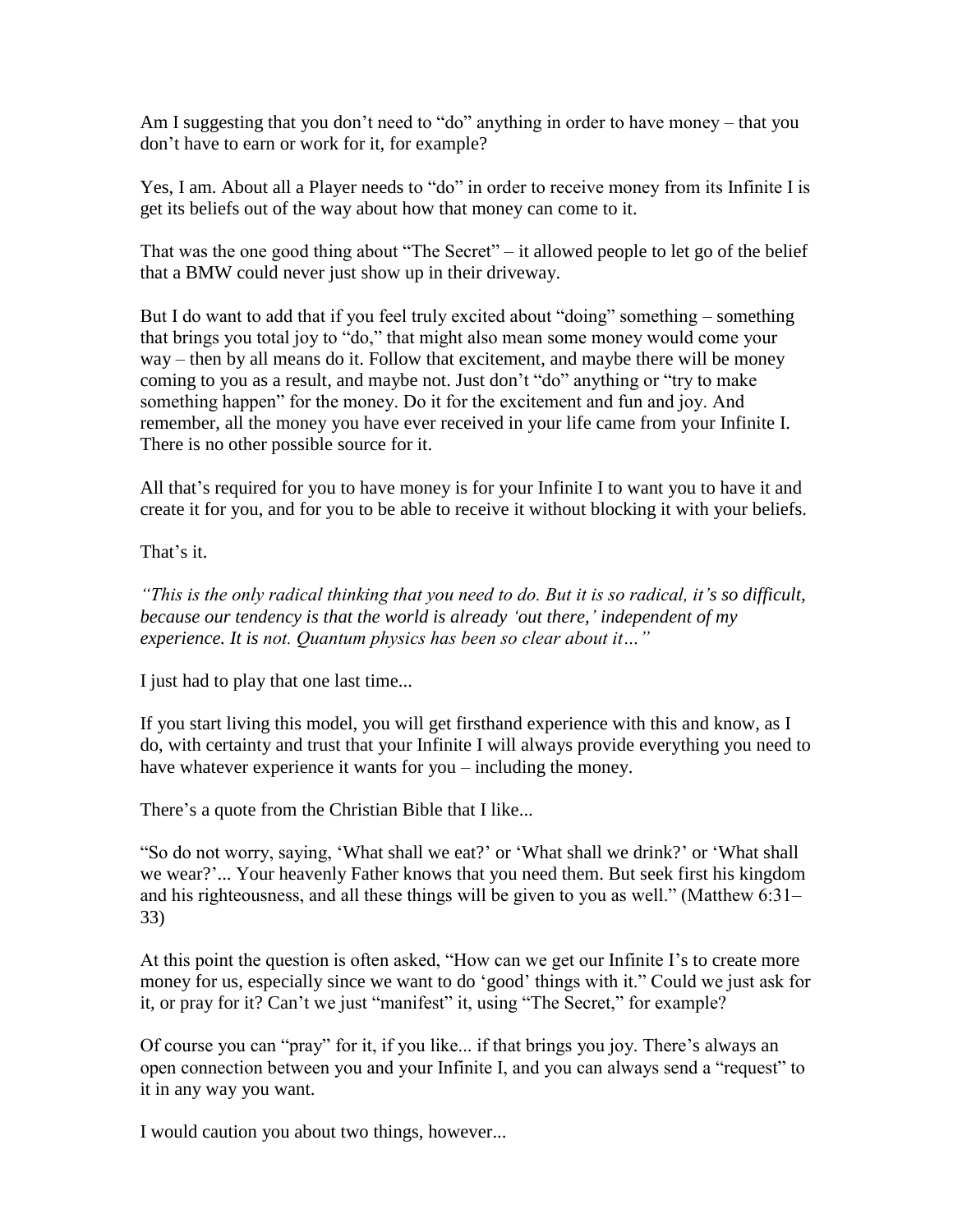Am I suggesting that you don't need to "do" anything in order to have money – that you don't have to earn or work for it, for example?

Yes, I am. About all a Player needs to "do" in order to receive money from its Infinite I is get its beliefs out of the way about how that money can come to it.

That was the one good thing about "The Secret" – it allowed people to let go of the belief that a BMW could never just show up in their driveway.

But I do want to add that if you feel truly excited about "doing" something – something that brings you total joy to "do," that might also mean some money would come your way – then by all means do it. Follow that excitement, and maybe there will be money coming to you as a result, and maybe not. Just don't "do" anything or "try to make something happen" for the money. Do it for the excitement and fun and joy. And remember, all the money you have ever received in your life came from your Infinite I. There is no other possible source for it.

All that's required for you to have money is for your Infinite I to want you to have it and create it for you, and for you to be able to receive it without blocking it with your beliefs.

That's it.

*"This is the only radical thinking that you need to do. But it is so radical, it's so difficult, because our tendency is that the world is already 'out there,' independent of my experience. It is not. Quantum physics has been so clear about it…"*

I just had to play that one last time...

If you start living this model, you will get firsthand experience with this and know, as I do, with certainty and trust that your Infinite I will always provide everything you need to have whatever experience it wants for you – including the money.

There's a quote from the Christian Bible that I like...

"So do not worry, saying, 'What shall we eat?' or 'What shall we drink?' or 'What shall we wear?'... Your heavenly Father knows that you need them. But seek first his kingdom and his righteousness, and all these things will be given to you as well." (Matthew 6:31–33)

At this point the question is often asked, "How can we get our Infinite I's to create more money for us, especially since we want to do 'good' things with it." Could we just ask for it, or pray for it? Can't we just "manifest" it, using "The Secret," for example?

Of course you can "pray" for it, if you like... if that brings you joy. There's always an open connection between you and your Infinite I, and you can always send a "request" to it in any way you want.

I would caution you about two things, however...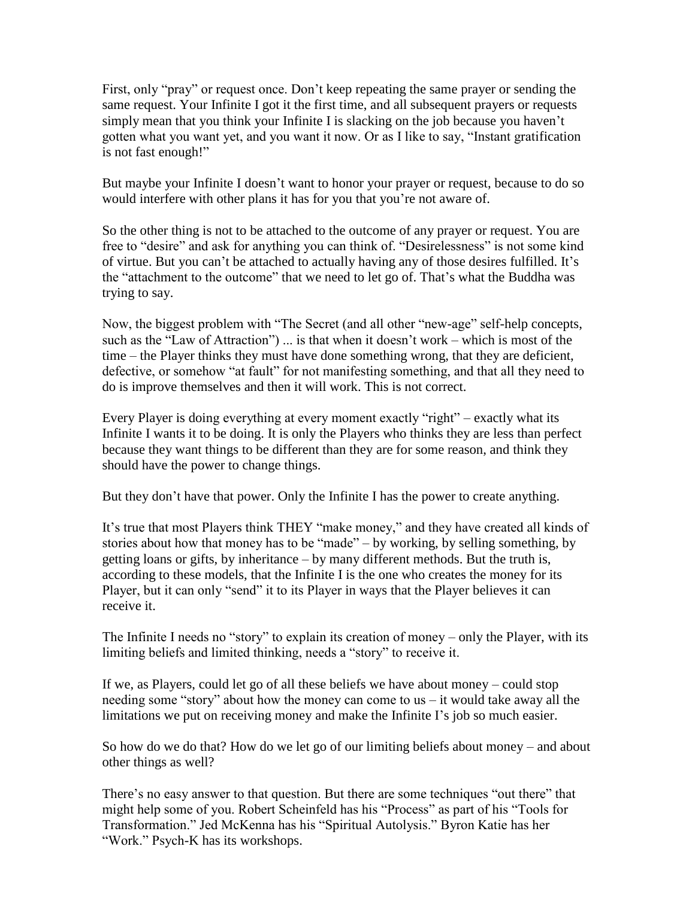First, only "pray" or request once. Don't keep repeating the same prayer or sending the same request. Your Infinite I got it the first time, and all subsequent prayers or requests simply mean that you think your Infinite I is slacking on the job because you haven't gotten what you want yet, and you want it now. Or as I like to say, "Instant gratification is not fast enough!"

But maybe your Infinite I doesn't want to honor your prayer or request, because to do so would interfere with other plans it has for you that you're not aware of.

So the other thing is not to be attached to the outcome of any prayer or request. You are free to "desire" and ask for anything you can think of. "Desirelessness" is not some kind of virtue. But you can't be attached to actually having any of those desires fulfilled. It's the "attachment to the outcome" that we need to let go of. That's what the Buddha was trying to say.

Now, the biggest problem with "The Secret (and all other "new-age" self-help concepts, such as the "Law of Attraction") ... is that when it doesn't work – which is most of the time – the Player thinks they must have done something wrong, that they are deficient, defective, or somehow "at fault" for not manifesting something, and that all they need to do is improve themselves and then it will work. This is not correct.

Every Player is doing everything at every moment exactly "right" – exactly what its Infinite I wants it to be doing. It is only the Players who thinks they are less than perfect because they want things to be different than they are for some reason, and think they should have the power to change things.

But they don't have that power. Only the Infinite I has the power to create anything.

It's true that most Players think THEY "make money," and they have created all kinds of stories about how that money has to be "made" – by working, by selling something, by getting loans or gifts, by inheritance – by many different methods. But the truth is, according to these models, that the Infinite I is the one who creates the money for its Player, but it can only "send" it to its Player in ways that the Player believes it can receive it.

The Infinite I needs no "story" to explain its creation of money – only the Player, with its limiting beliefs and limited thinking, needs a "story" to receive it.

If we, as Players, could let go of all these beliefs we have about money – could stop needing some "story" about how the money can come to us – it would take away all the limitations we put on receiving money and make the Infinite I's job so much easier.

So how do we do that? How do we let go of our limiting beliefs about money – and about other things as well?

There's no easy answer to that question. But there are some techniques "out there" that might help some of you. Robert Scheinfeld has his "Process" as part of his "Tools for Transformation." Jed McKenna has his "Spiritual Autolysis." Byron Katie has her "Work." Psych-K has its workshops.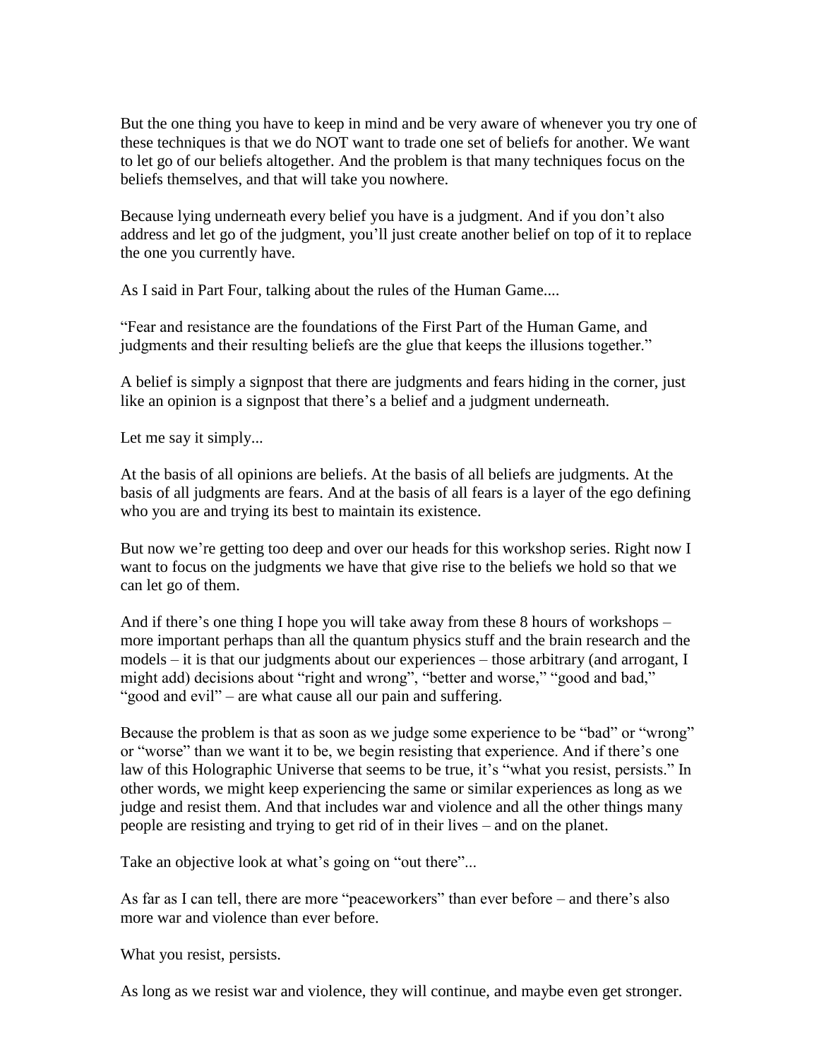But the one thing you have to keep in mind and be very aware of whenever you try one of these techniques is that we do NOT want to trade one set of beliefs for another. We want to let go of our beliefs altogether. And the problem is that many techniques focus on the beliefs themselves, and that will take you nowhere.

Because lying underneath every belief you have is a judgment. And if you don't also address and let go of the judgment, you'll just create another belief on top of it to replace the one you currently have.

As I said in Part Four, talking about the rules of the Human Game....

"Fear and resistance are the foundations of the First Part of the Human Game, and judgments and their resulting beliefs are the glue that keeps the illusions together."

A belief is simply a signpost that there are judgments and fears hiding in the corner, just like an opinion is a signpost that there's a belief and a judgment underneath.

Let me say it simply...

At the basis of all opinions are beliefs. At the basis of all beliefs are judgments. At the basis of all judgments are fears. And at the basis of all fears is a layer of the ego defining who you are and trying its best to maintain its existence.

But now we're getting too deep and over our heads for this workshop series. Right now I want to focus on the judgments we have that give rise to the beliefs we hold so that we can let go of them.

And if there's one thing I hope you will take away from these 8 hours of workshops – more important perhaps than all the quantum physics stuff and the brain research and the models – it is that our judgments about our experiences – those arbitrary (and arrogant, I might add) decisions about "right and wrong", "better and worse," "good and bad," "good and evil" – are what cause all our pain and suffering.

Because the problem is that as soon as we judge some experience to be "bad" or "wrong" or "worse" than we want it to be, we begin resisting that experience. And if there's one law of this Holographic Universe that seems to be true, it's "what you resist, persists." In other words, we might keep experiencing the same or similar experiences as long as we judge and resist them. And that includes war and violence and all the other things many people are resisting and trying to get rid of in their lives – and on the planet.

Take an objective look at what's going on "out there"...

As far as I can tell, there are more "peaceworkers" than ever before – and there's also more war and violence than ever before.

What you resist, persists.

As long as we resist war and violence, they will continue, and maybe even get stronger.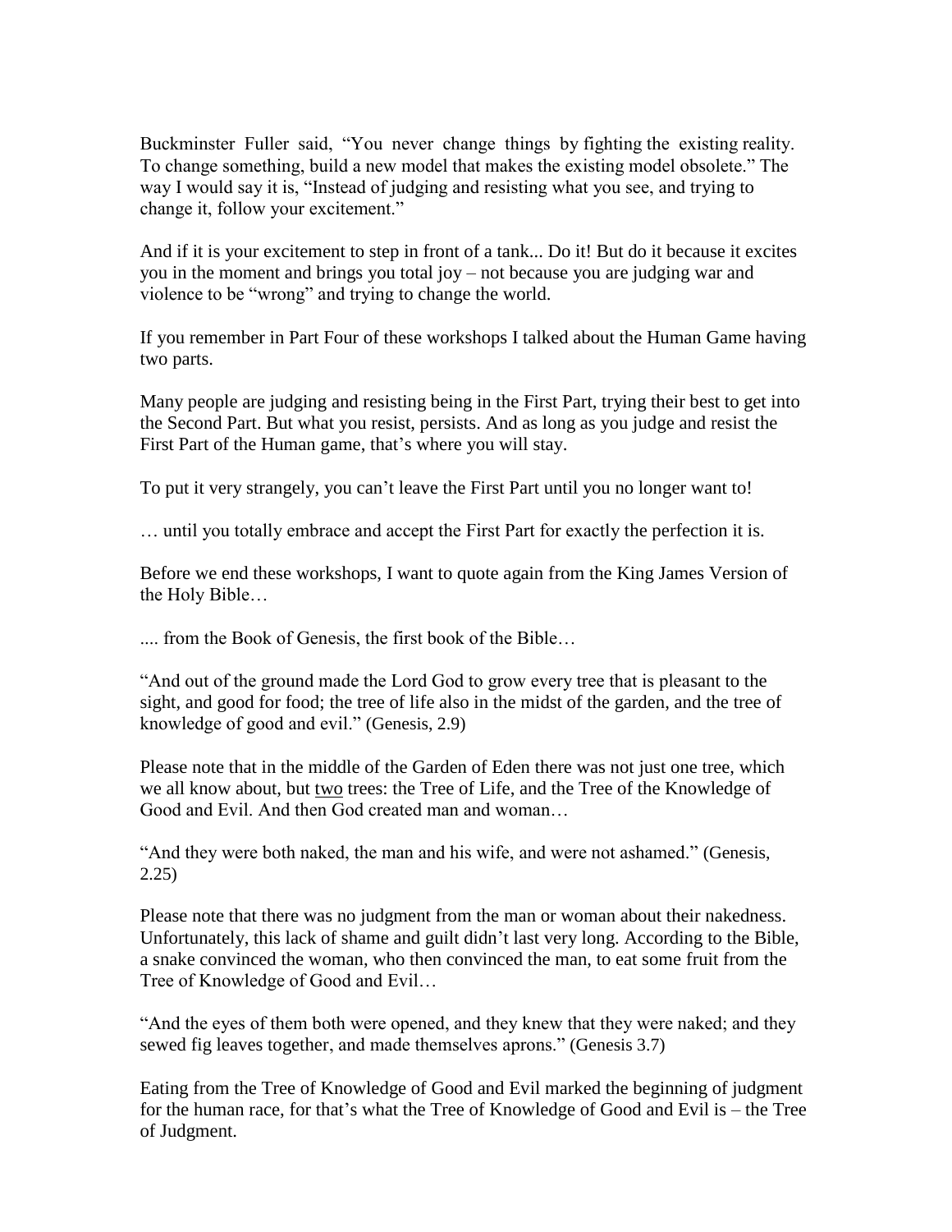Buckminster Fuller said, "You never change things by fighting the existing reality. To change something, build a new model that makes the existing model obsolete." The way I would say it is, "Instead of judging and resisting what you see, and trying to change it, follow your excitement."

And if it is your excitement to step in front of a tank... Do it! But do it because it excites you in the moment and brings you total joy – not because you are judging war and violence to be "wrong" and trying to change the world.

If you remember in Part Four of these workshops I talked about the Human Game having two parts.

Many people are judging and resisting being in the First Part, trying their best to get into the Second Part. But what you resist, persists. And as long as you judge and resist the First Part of the Human game, that's where you will stay.

To put it very strangely, you can't leave the First Part until you no longer want to!

… until you totally embrace and accept the First Part for exactly the perfection it is.

Before we end these workshops, I want to quote again from the King James Version of the Holy Bible…

.... from the Book of Genesis, the first book of the Bible…

"And out of the ground made the Lord God to grow every tree that is pleasant to the sight, and good for food; the tree of life also in the midst of the garden, and the tree of knowledge of good and evil." (Genesis, 2.9)

Please note that in the middle of the Garden of Eden there was not just one tree, which we all know about, but <u>two</u> trees: the Tree of Life, and the Tree of the Knowledge of Good and Evil. And then God created man and woman…

"And they were both naked, the man and his wife, and were not ashamed." (Genesis, 2.25)

Please note that there was no judgment from the man or woman about their nakedness. Unfortunately, this lack of shame and guilt didn't last very long. According to the Bible, a snake convinced the woman, who then convinced the man, to eat some fruit from the Tree of Knowledge of Good and Evil…

"And the eyes of them both were opened, and they knew that they were naked; and they sewed fig leaves together, and made themselves aprons." (Genesis 3.7)

Eating from the Tree of Knowledge of Good and Evil marked the beginning of judgment for the human race, for that's what the Tree of Knowledge of Good and Evil is – the Tree of Judgment.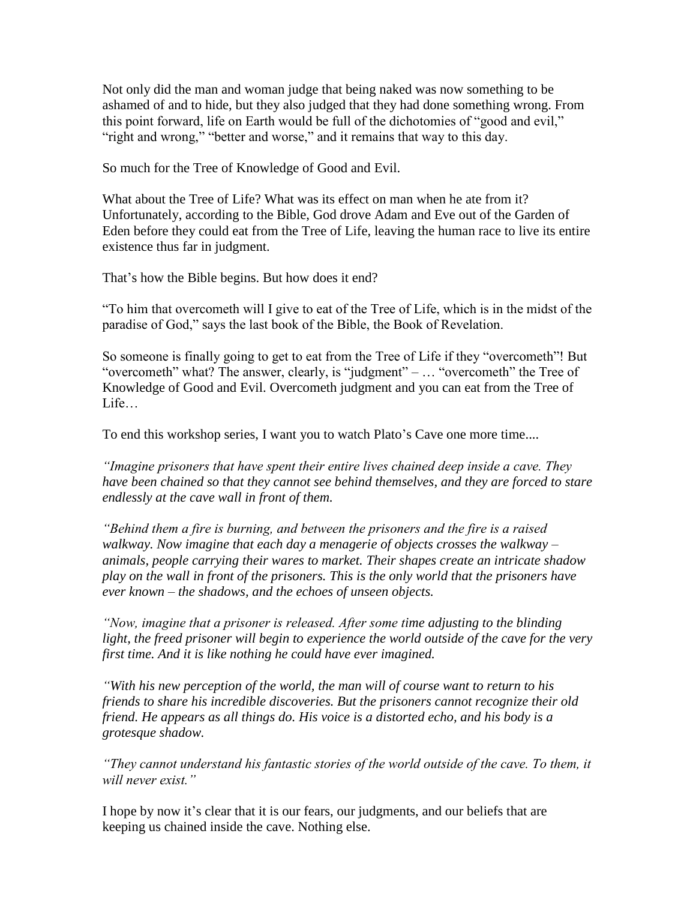Not only did the man and woman judge that being naked was now something to be ashamed of and to hide, but they also judged that they had done something wrong. From this point forward, life on Earth would be full of the dichotomies of "good and evil," "right and wrong," "better and worse," and it remains that way to this day.

So much for the Tree of Knowledge of Good and Evil.

What about the Tree of Life? What was its effect on man when he ate from it? Unfortunately, according to the Bible, God drove Adam and Eve out of the Garden of Eden before they could eat from the Tree of Life, leaving the human race to live its entire existence thus far in judgment.

That's how the Bible begins. But how does it end?

"To him that overcometh will I give to eat of the Tree of Life, which is in the midst of the paradise of God," says the last book of the Bible, the Book of Revelation.

So someone is finally going to get to eat from the Tree of Life if they "overcometh"! But "overcometh" what? The answer, clearly, is "judgment" – … "overcometh" the Tree of Knowledge of Good and Evil. Overcometh judgment and you can eat from the Tree of Life…

To end this workshop series, I want you to watch Plato's Cave one more time....

*"Imagine prisoners that have spent their entire lives chained deep inside a cave. They have been chained so that they cannot see behind themselves, and they are forced to stare endlessly at the cave wall in front of them.*

*"Behind them a fire is burning, and between the prisoners and the fire is a raised walkway. Now imagine that each day a menagerie of objects crosses the walkway – animals, people carrying their wares to market. Their shapes create an intricate shadow play on the wall in front of the prisoners. This is the only world that the prisoners have ever known – the shadows, and the echoes of unseen objects.*

*"Now, imagine that a prisoner is released. After some time adjusting to the blinding light, the freed prisoner will begin to experience the world outside of the cave for the very first time. And it is like nothing he could have ever imagined.*

*"With his new perception of the world, the man will of course want to return to his friends to share his incredible discoveries. But the prisoners cannot recognize their old friend. He appears as all things do. His voice is a distorted echo, and his body is a grotesque shadow.*

*"They cannot understand his fantastic stories of the world outside of the cave. To them, it will never exist."*

I hope by now it's clear that it is our fears, our judgments, and our beliefs that are keeping us chained inside the cave. Nothing else.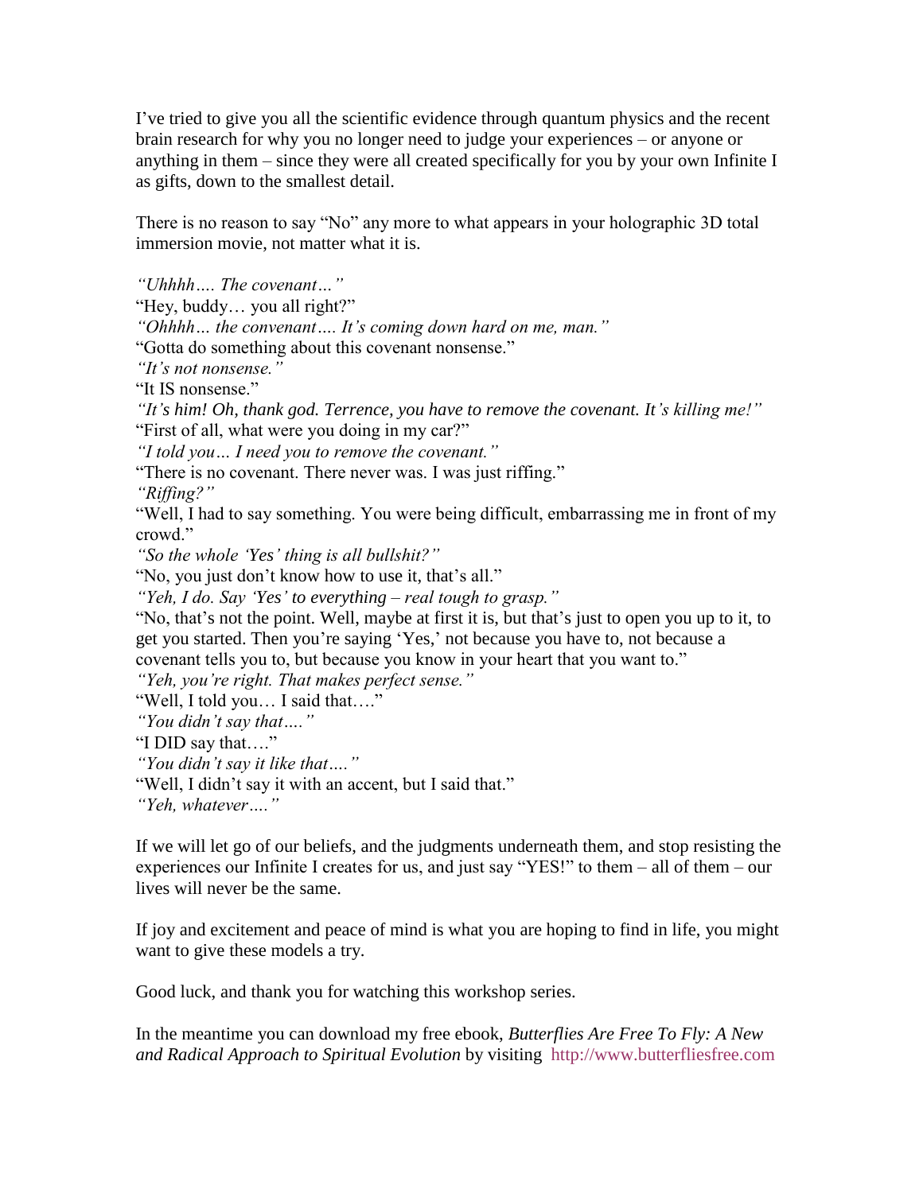I've tried to give you all the scientific evidence through quantum physics and the recent brain research for why you no longer need to judge your experiences – or anyone or anything in them – since they were all created specifically for you by your own Infinite I as gifts, down to the smallest detail.

There is no reason to say "No" any more to what appears in your holographic 3D total immersion movie, not matter what it is.

*"Uhhhh…. The covenant…"*
"Hey, buddy… you all right?"
*"Ohhhh… the convenant…. It's coming down hard on me, man."*
"Gotta do something about this covenant nonsense."
*"It's not nonsense."*
"It IS nonsense."
*"It's him! Oh, thank god. Terrence, you have to remove the covenant. It's killing me!"*
"First of all, what were you doing in my car?"
*"I told you… I need you to remove the covenant."*
"There is no covenant. There never was. I was just riffing."
*"Riffing?"*
"Well, I had to say something. You were being difficult, embarrassing me in front of my crowd."
*"So the whole 'Yes' thing is all bullshit?"*
"No, you just don't know how to use it, that's all."
*"Yeh, I do. Say 'Yes' to everything – real tough to grasp."*
"No, that's not the point. Well, maybe at first it is, but that's just to open you up to it, to get you started. Then you're saying 'Yes,' not because you have to, not because a covenant tells you to, but because you know in your heart that you want to."
*"Yeh, you're right. That makes perfect sense."*
"Well, I told you… I said that…."
*"You didn't say that…."*
"I DID say that…."
*"You didn't say it like that…."*
"Well, I didn't say it with an accent, but I said that."
*"Yeh, whatever…."*

If we will let go of our beliefs, and the judgments underneath them, and stop resisting the experiences our Infinite I creates for us, and just say "YES!" to them – all of them – our lives will never be the same.

If joy and excitement and peace of mind is what you are hoping to find in life, you might want to give these models a try.

Good luck, and thank you for watching this workshop series.

In the meantime you can download my free ebook, *Butterflies Are Free To Fly: A New and Radical Approach to Spiritual Evolution* by visiting http://www.butterfliesfree.com